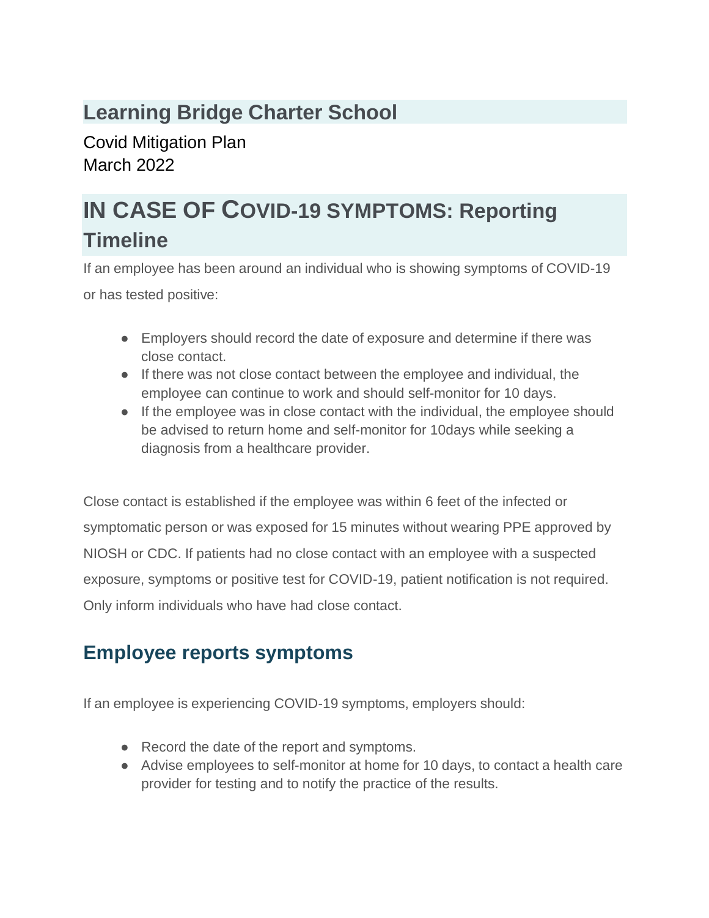## Learning Bridge Charter School

Covid Mitigation Plan
March 2022

## IN CASE OF COVID-19 SYMPTOMS: Reporting Timeline

If an employee has been around an individual who is showing symptoms of COVID-19 or has tested positive:

- Employers should record the date of exposure and determine if there was close contact.
- If there was not close contact between the employee and individual, the employee can continue to work and should self-monitor for 10 days.
- If the employee was in close contact with the individual, the employee should be advised to return home and self-monitor for 10days while seeking a diagnosis from a healthcare provider.

Close contact is established if the employee was within 6 feet of the infected or symptomatic person or was exposed for 15 minutes without wearing PPE approved by NIOSH or CDC. If patients had no close contact with an employee with a suspected exposure, symptoms or positive test for COVID-19, patient notification is not required. Only inform individuals who have had close contact.

### Employee reports symptoms

If an employee is experiencing COVID-19 symptoms, employers should:

- Record the date of the report and symptoms.
- Advise employees to self-monitor at home for 10 days, to contact a health care provider for testing and to notify the practice of the results.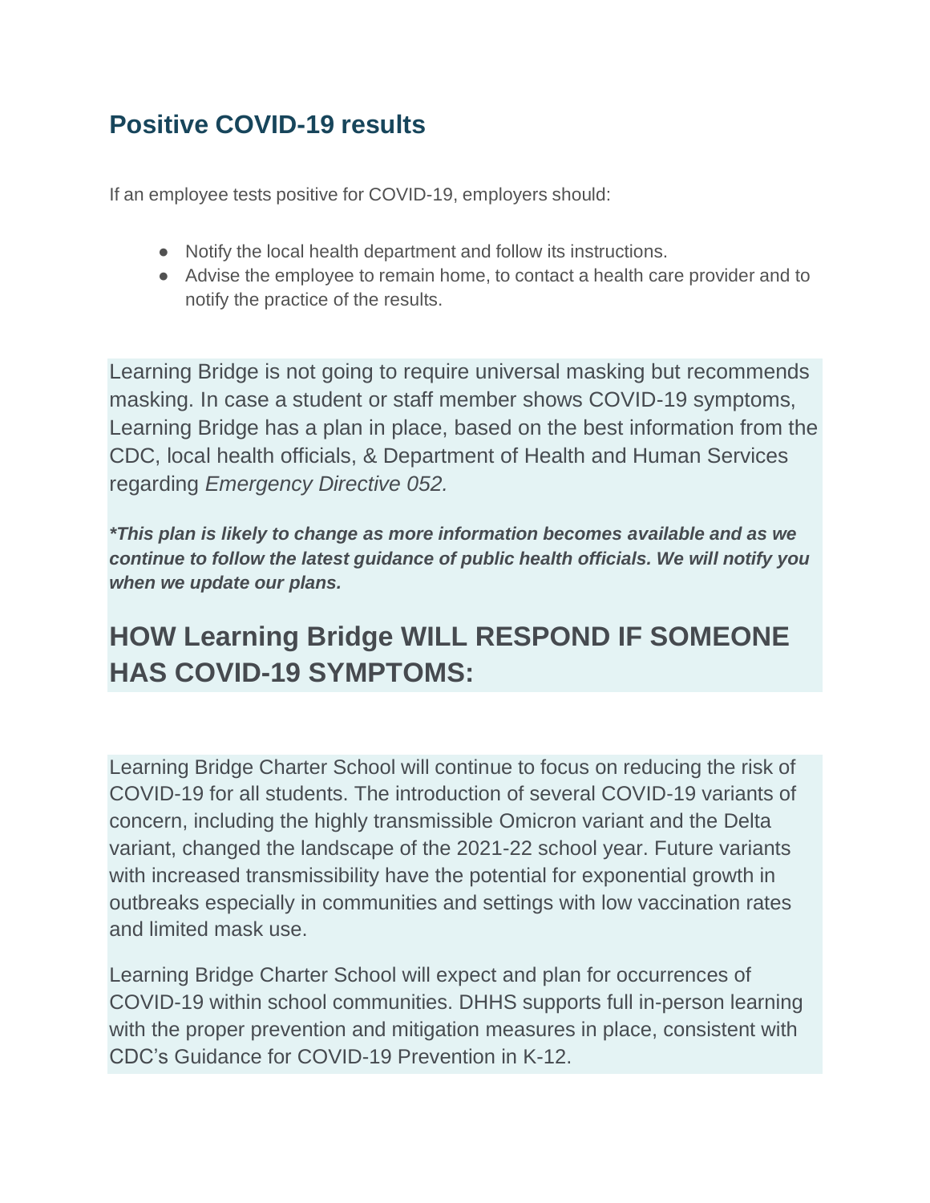## Positive COVID-19 results

If an employee tests positive for COVID-19, employers should:

- Notify the local health department and follow its instructions.
- Advise the employee to remain home, to contact a health care provider and to notify the practice of the results.

Learning Bridge is not going to require universal masking but recommends masking. In case a student or staff member shows COVID-19 symptoms, Learning Bridge has a plan in place, based on the best information from the CDC, local health officials, & Department of Health and Human Services regarding *Emergency Directive 052.*

***This plan is likely to change as more information becomes available and as we continue to follow the latest guidance of public health officials. We will notify you when we update our plans.***

## HOW Learning Bridge WILL RESPOND IF SOMEONE HAS COVID-19 SYMPTOMS:

Learning Bridge Charter School will continue to focus on reducing the risk of COVID-19 for all students. The introduction of several COVID-19 variants of concern, including the highly transmissible Omicron variant and the Delta variant, changed the landscape of the 2021-22 school year. Future variants with increased transmissibility have the potential for exponential growth in outbreaks especially in communities and settings with low vaccination rates and limited mask use.

Learning Bridge Charter School will expect and plan for occurrences of COVID-19 within school communities. DHHS supports full in-person learning with the proper prevention and mitigation measures in place, consistent with CDC's Guidance for COVID-19 Prevention in K-12.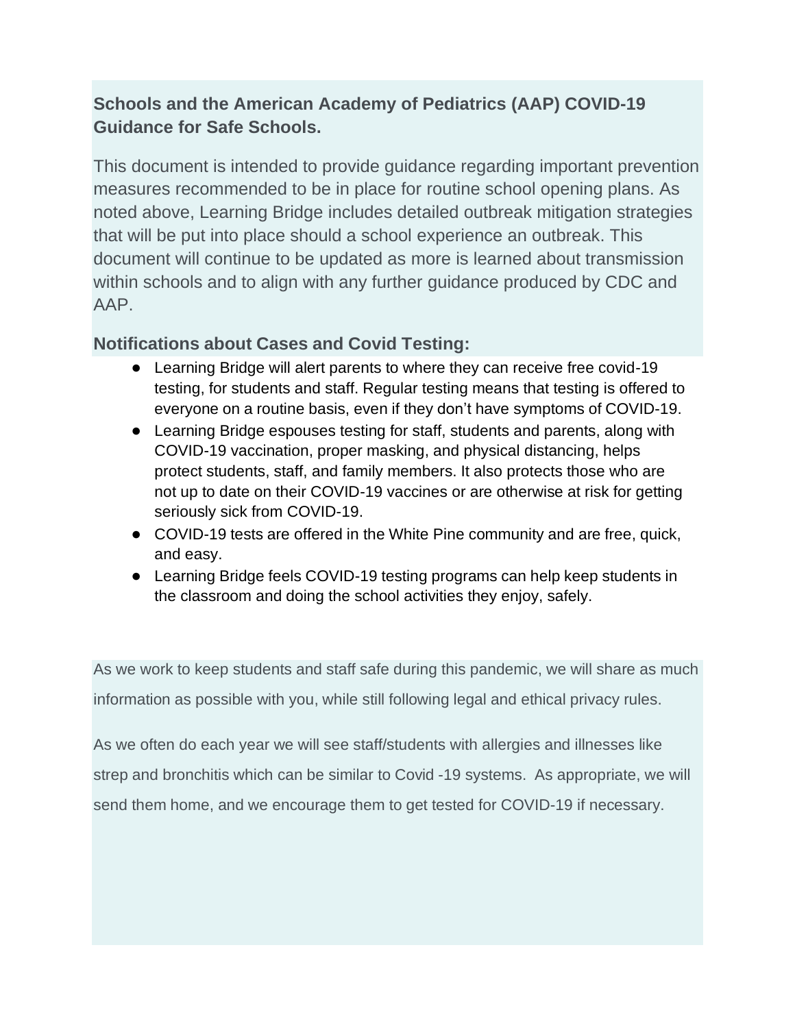**Schools and the American Academy of Pediatrics (AAP) COVID-19 Guidance for Safe Schools.**

This document is intended to provide guidance regarding important prevention measures recommended to be in place for routine school opening plans. As noted above, Learning Bridge includes detailed outbreak mitigation strategies that will be put into place should a school experience an outbreak. This document will continue to be updated as more is learned about transmission within schools and to align with any further guidance produced by CDC and AAP.

**Notifications about Cases and Covid Testing:**

- Learning Bridge will alert parents to where they can receive free covid-19 testing, for students and staff. Regular testing means that testing is offered to everyone on a routine basis, even if they don't have symptoms of COVID-19.
- Learning Bridge espouses testing for staff, students and parents, along with COVID-19 vaccination, proper masking, and physical distancing, helps protect students, staff, and family members. It also protects those who are not up to date on their COVID-19 vaccines or are otherwise at risk for getting seriously sick from COVID-19.
- COVID-19 tests are offered in the White Pine community and are free, quick, and easy.
- Learning Bridge feels COVID-19 testing programs can help keep students in the classroom and doing the school activities they enjoy, safely.

As we work to keep students and staff safe during this pandemic, we will share as much information as possible with you, while still following legal and ethical privacy rules.

As we often do each year we will see staff/students with allergies and illnesses like strep and bronchitis which can be similar to Covid -19 systems. As appropriate, we will send them home, and we encourage them to get tested for COVID-19 if necessary.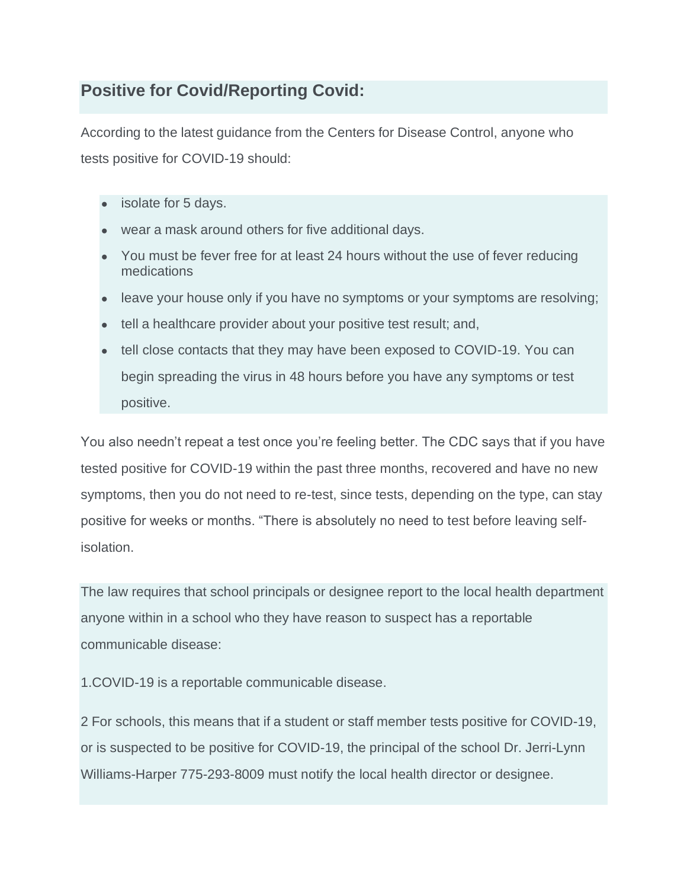## Positive for Covid/Reporting Covid:

According to the latest guidance from the Centers for Disease Control, anyone who tests positive for COVID-19 should:

- isolate for 5 days.
- wear a mask around others for five additional days.
- You must be fever free for at least 24 hours without the use of fever reducing medications
- leave your house only if you have no symptoms or your symptoms are resolving;
- tell a healthcare provider about your positive test result; and,
- tell close contacts that they may have been exposed to COVID-19. You can begin spreading the virus in 48 hours before you have any symptoms or test positive.

You also needn't repeat a test once you're feeling better. The CDC says that if you have tested positive for COVID-19 within the past three months, recovered and have no new symptoms, then you do not need to re-test, since tests, depending on the type, can stay positive for weeks or months. "There is absolutely no need to test before leaving self-isolation.

The law requires that school principals or designee report to the local health department anyone within in a school who they have reason to suspect has a reportable communicable disease:

1.COVID-19 is a reportable communicable disease.

2 For schools, this means that if a student or staff member tests positive for COVID-19, or is suspected to be positive for COVID-19, the principal of the school Dr. Jerri-Lynn Williams-Harper 775-293-8009 must notify the local health director or designee.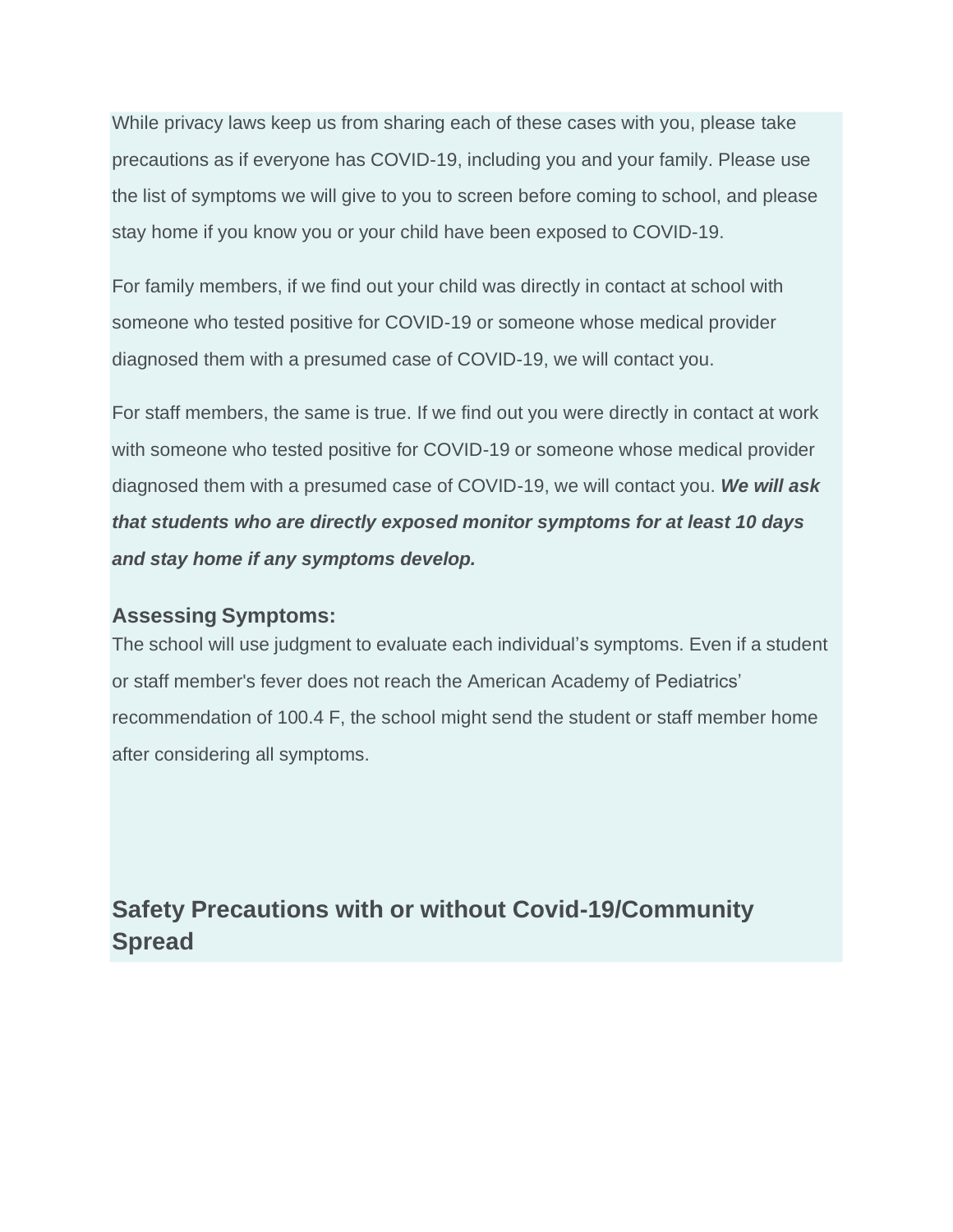While privacy laws keep us from sharing each of these cases with you, please take precautions as if everyone has COVID-19, including you and your family. Please use the list of symptoms we will give to you to screen before coming to school, and please stay home if you know you or your child have been exposed to COVID-19.

For family members, if we find out your child was directly in contact at school with someone who tested positive for COVID-19 or someone whose medical provider diagnosed them with a presumed case of COVID-19, we will contact you.

For staff members, the same is true. If we find out you were directly in contact at work with someone who tested positive for COVID-19 or someone whose medical provider diagnosed them with a presumed case of COVID-19, we will contact you. ***We will ask that students who are directly exposed monitor symptoms for at least 10 days and stay home if any symptoms develop.***

### Assessing Symptoms:

The school will use judgment to evaluate each individual's symptoms. Even if a student or staff member's fever does not reach the American Academy of Pediatrics' recommendation of 100.4 F, the school might send the student or staff member home after considering all symptoms.

## Safety Precautions with or without Covid-19/Community Spread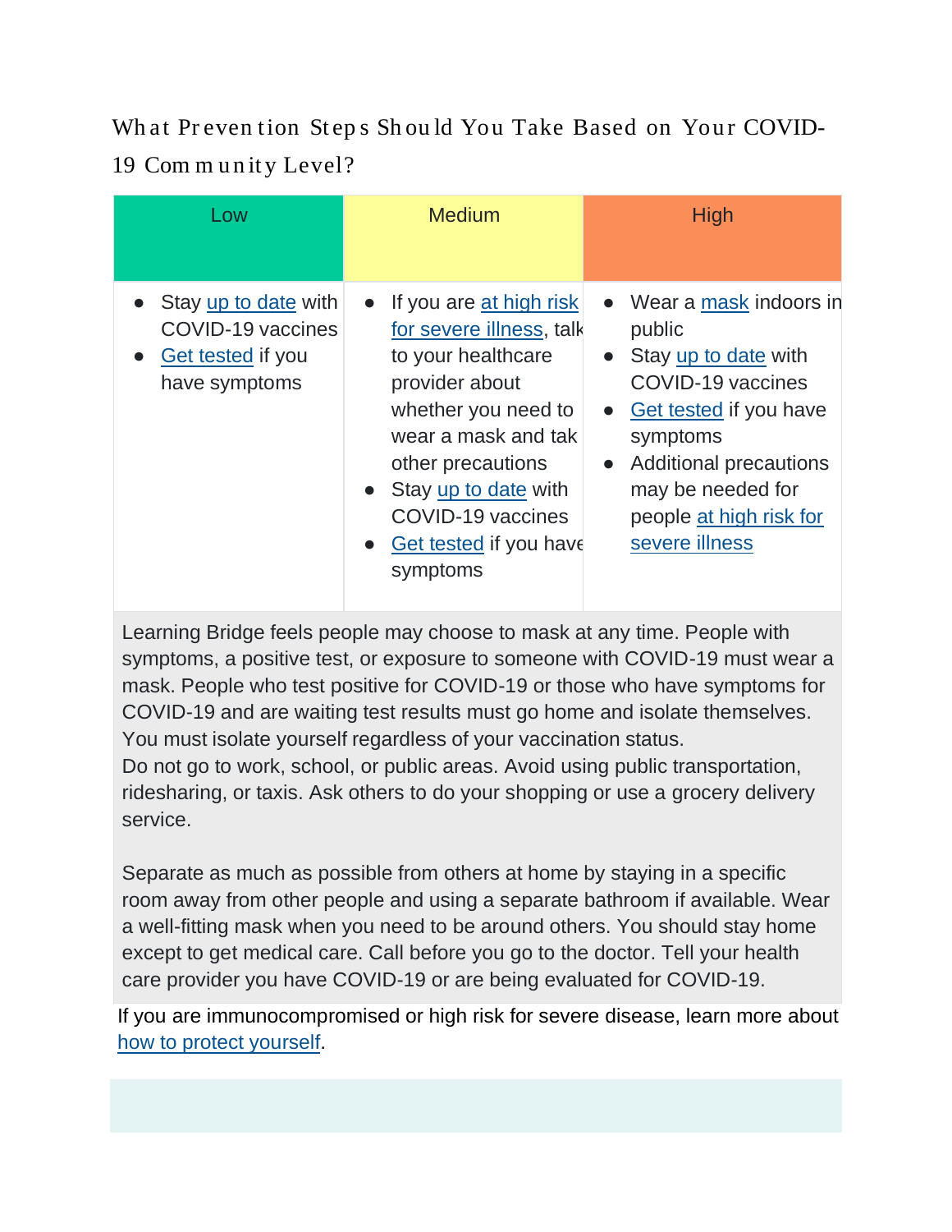## What Prevention Steps Should You Take Based on Your COVID-19 Community Level?

| Low | Medium | High |
|---|---|---|
| • Stay up to date with COVID-19 vaccines<br>• Get tested if you have symptoms | • If you are at high risk for severe illness, talk to your healthcare provider about whether you need to wear a mask and tak other precautions<br>• Stay up to date with COVID-19 vaccines<br>• Get tested if you have symptoms | • Wear a mask indoors in public<br>• Stay up to date with COVID-19 vaccines<br>• Get tested if you have symptoms<br>• Additional precautions may be needed for people at high risk for severe illness |

Learning Bridge feels people may choose to mask at any time. People with symptoms, a positive test, or exposure to someone with COVID-19 must wear a mask. People who test positive for COVID-19 or those who have symptoms for COVID-19 and are waiting test results must go home and isolate themselves. You must isolate yourself regardless of your vaccination status.
Do not go to work, school, or public areas. Avoid using public transportation, ridesharing, or taxis. Ask others to do your shopping or use a grocery delivery service.

Separate as much as possible from others at home by staying in a specific room away from other people and using a separate bathroom if available. Wear a well-fitting mask when you need to be around others. You should stay home except to get medical care. Call before you go to the doctor. Tell your health care provider you have COVID-19 or are being evaluated for COVID-19.

If you are immunocompromised or high risk for severe disease, learn more about how to protect yourself.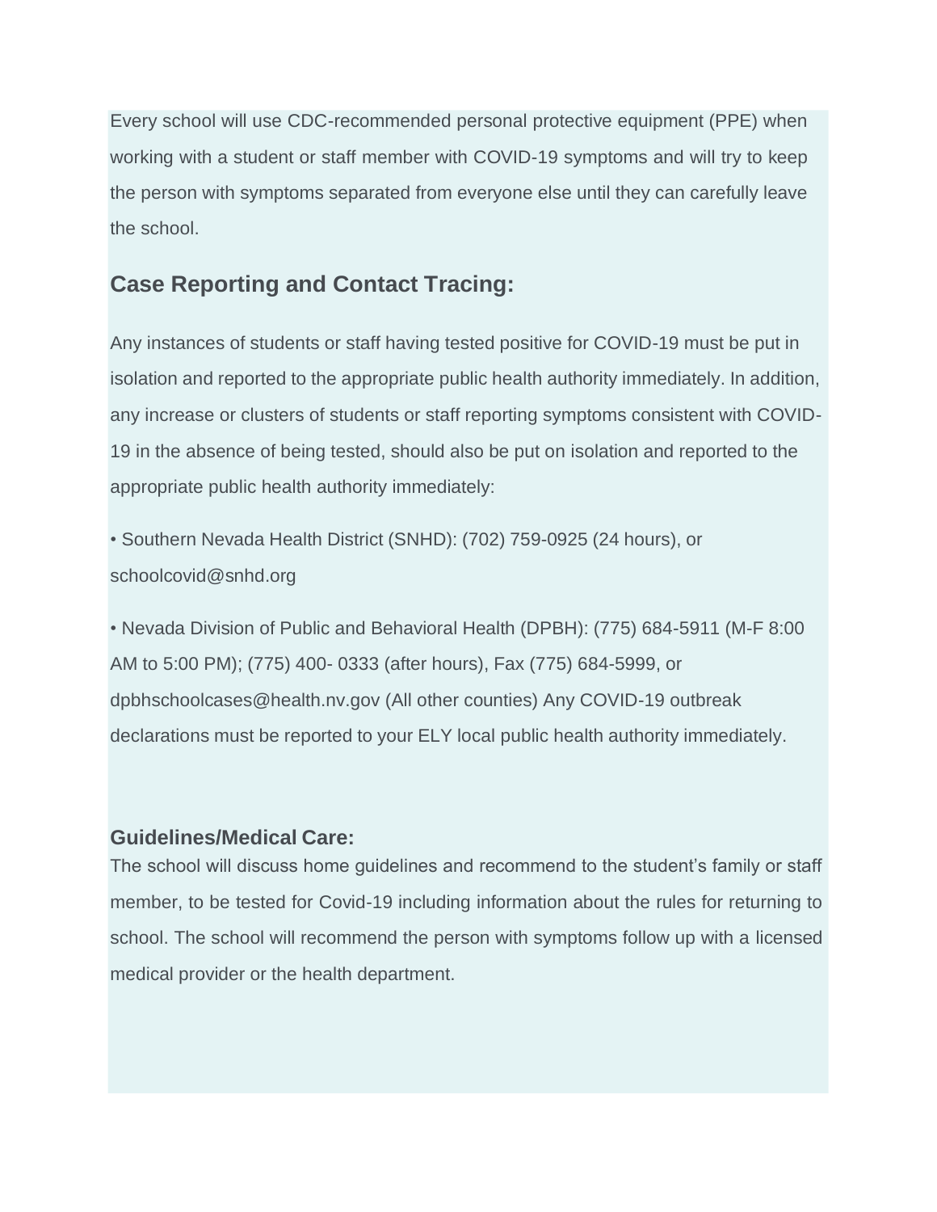Every school will use CDC-recommended personal protective equipment (PPE) when working with a student or staff member with COVID-19 symptoms and will try to keep the person with symptoms separated from everyone else until they can carefully leave the school.

## Case Reporting and Contact Tracing:

Any instances of students or staff having tested positive for COVID-19 must be put in isolation and reported to the appropriate public health authority immediately. In addition, any increase or clusters of students or staff reporting symptoms consistent with COVID-19 in the absence of being tested, should also be put on isolation and reported to the appropriate public health authority immediately:

• Southern Nevada Health District (SNHD): (702) 759-0925 (24 hours), or schoolcovid@snhd.org

• Nevada Division of Public and Behavioral Health (DPBH): (775) 684-5911 (M-F 8:00 AM to 5:00 PM); (775) 400- 0333 (after hours), Fax (775) 684-5999, or dpbhschoolcases@health.nv.gov (All other counties) Any COVID-19 outbreak declarations must be reported to your ELY local public health authority immediately.

### Guidelines/Medical Care:

The school will discuss home guidelines and recommend to the student's family or staff member, to be tested for Covid-19 including information about the rules for returning to school. The school will recommend the person with symptoms follow up with a licensed medical provider or the health department.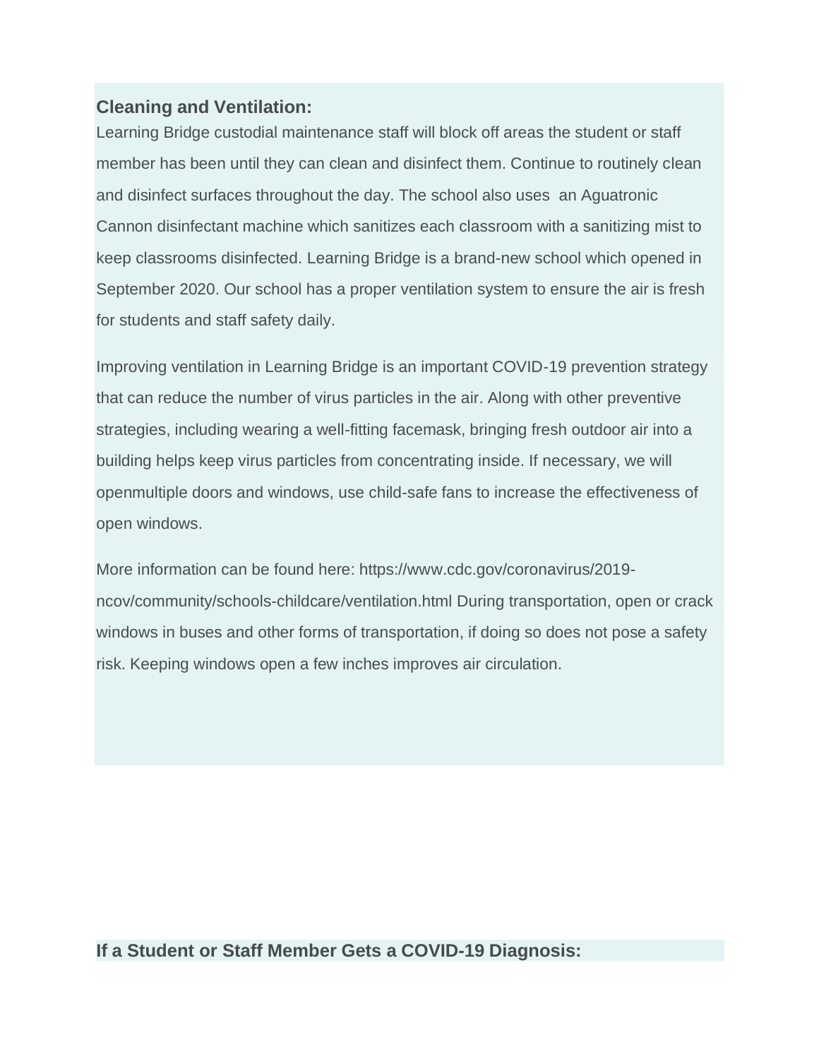## Cleaning and Ventilation:

Learning Bridge custodial maintenance staff will block off areas the student or staff member has been until they can clean and disinfect them. Continue to routinely clean and disinfect surfaces throughout the day. The school also uses an Aguatronic Cannon disinfectant machine which sanitizes each classroom with a sanitizing mist to keep classrooms disinfected. Learning Bridge is a brand-new school which opened in September 2020. Our school has a proper ventilation system to ensure the air is fresh for students and staff safety daily.

Improving ventilation in Learning Bridge is an important COVID-19 prevention strategy that can reduce the number of virus particles in the air. Along with other preventive strategies, including wearing a well-fitting facemask, bringing fresh outdoor air into a building helps keep virus particles from concentrating inside. If necessary, we will openmultiple doors and windows, use child-safe fans to increase the effectiveness of open windows.

More information can be found here: https://www.cdc.gov/coronavirus/2019-ncov/community/schools-childcare/ventilation.html During transportation, open or crack windows in buses and other forms of transportation, if doing so does not pose a safety risk. Keeping windows open a few inches improves air circulation.

## If a Student or Staff Member Gets a COVID-19 Diagnosis: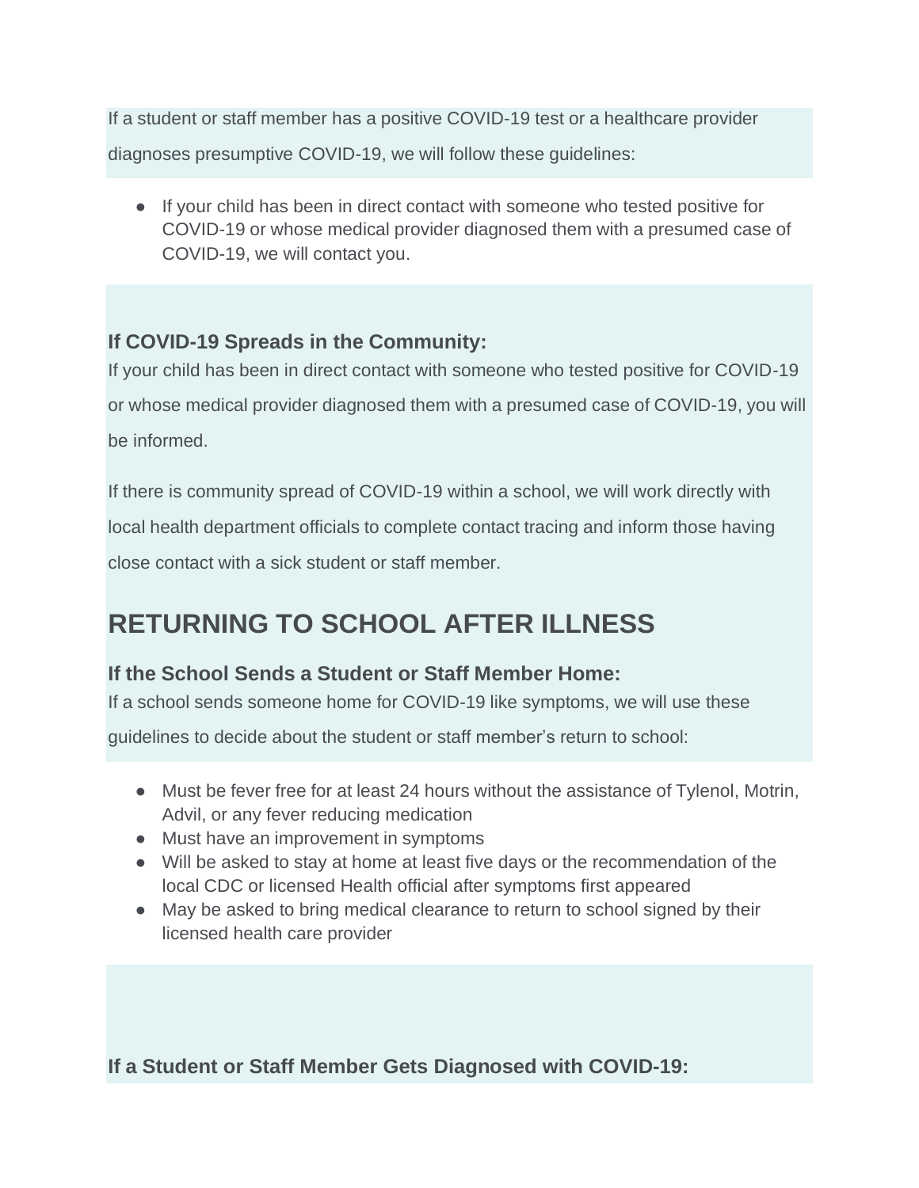If a student or staff member has a positive COVID-19 test or a healthcare provider diagnoses presumptive COVID-19, we will follow these guidelines:

- If your child has been in direct contact with someone who tested positive for COVID-19 or whose medical provider diagnosed them with a presumed case of COVID-19, we will contact you.

### If COVID-19 Spreads in the Community:

If your child has been in direct contact with someone who tested positive for COVID-19 or whose medical provider diagnosed them with a presumed case of COVID-19, you will be informed.

If there is community spread of COVID-19 within a school, we will work directly with local health department officials to complete contact tracing and inform those having close contact with a sick student or staff member.

## RETURNING TO SCHOOL AFTER ILLNESS

### If the School Sends a Student or Staff Member Home:

If a school sends someone home for COVID-19 like symptoms, we will use these guidelines to decide about the student or staff member's return to school:

- Must be fever free for at least 24 hours without the assistance of Tylenol, Motrin, Advil, or any fever reducing medication
- Must have an improvement in symptoms
- Will be asked to stay at home at least five days or the recommendation of the local CDC or licensed Health official after symptoms first appeared
- May be asked to bring medical clearance to return to school signed by their licensed health care provider

### If a Student or Staff Member Gets Diagnosed with COVID-19: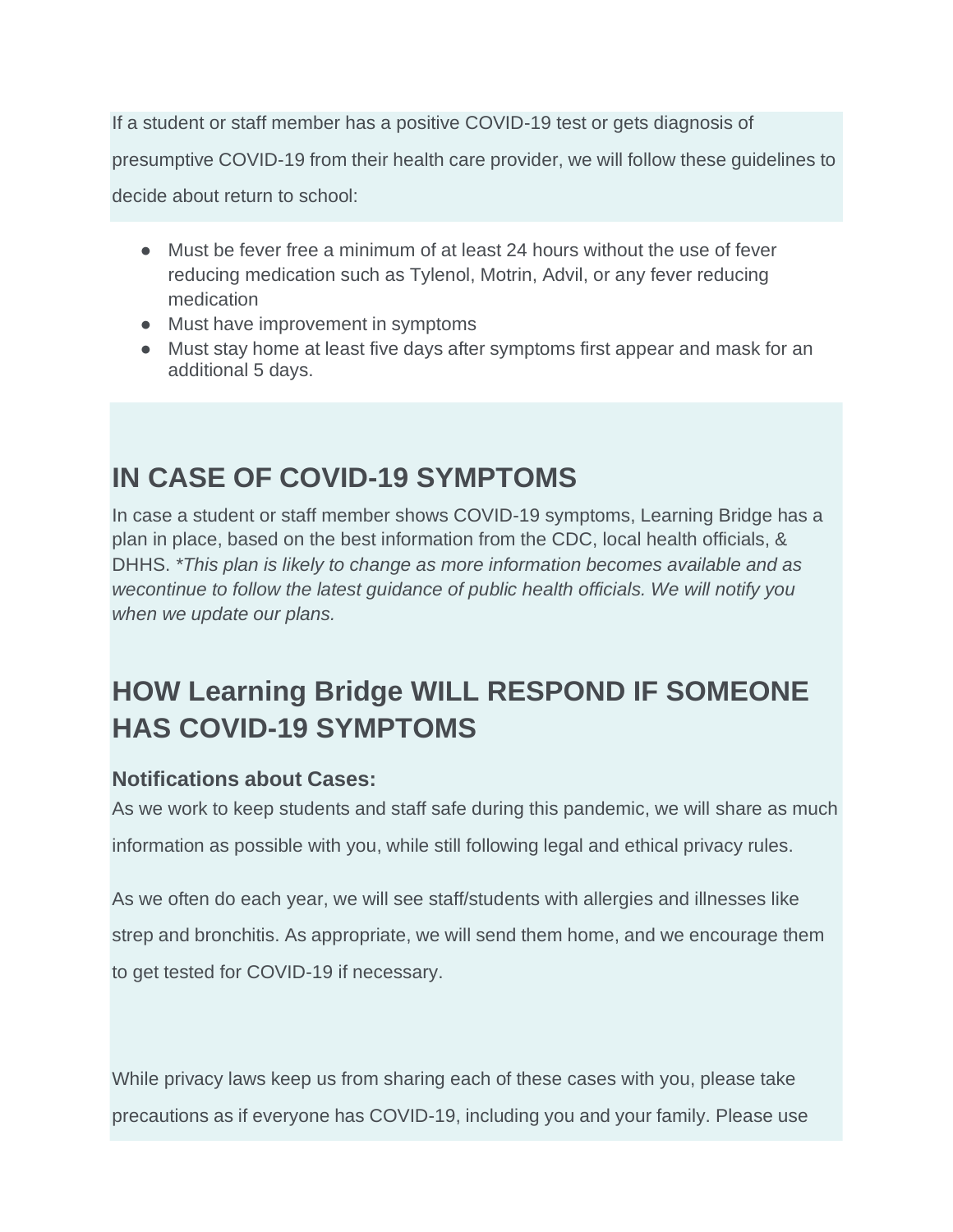If a student or staff member has a positive COVID-19 test or gets diagnosis of presumptive COVID-19 from their health care provider, we will follow these guidelines to decide about return to school:

- Must be fever free a minimum of at least 24 hours without the use of fever reducing medication such as Tylenol, Motrin, Advil, or any fever reducing medication
- Must have improvement in symptoms
- Must stay home at least five days after symptoms first appear and mask for an additional 5 days.

## IN CASE OF COVID-19 SYMPTOMS

In case a student or staff member shows COVID-19 symptoms, Learning Bridge has a plan in place, based on the best information from the CDC, local health officials, & DHHS. *\*This plan is likely to change as more information becomes available and as wecontinue to follow the latest guidance of public health officials. We will notify you when we update our plans.*

## HOW Learning Bridge WILL RESPOND IF SOMEONE HAS COVID-19 SYMPTOMS

### Notifications about Cases:

As we work to keep students and staff safe during this pandemic, we will share as much information as possible with you, while still following legal and ethical privacy rules.

As we often do each year, we will see staff/students with allergies and illnesses like strep and bronchitis. As appropriate, we will send them home, and we encourage them to get tested for COVID-19 if necessary.

While privacy laws keep us from sharing each of these cases with you, please take precautions as if everyone has COVID-19, including you and your family. Please use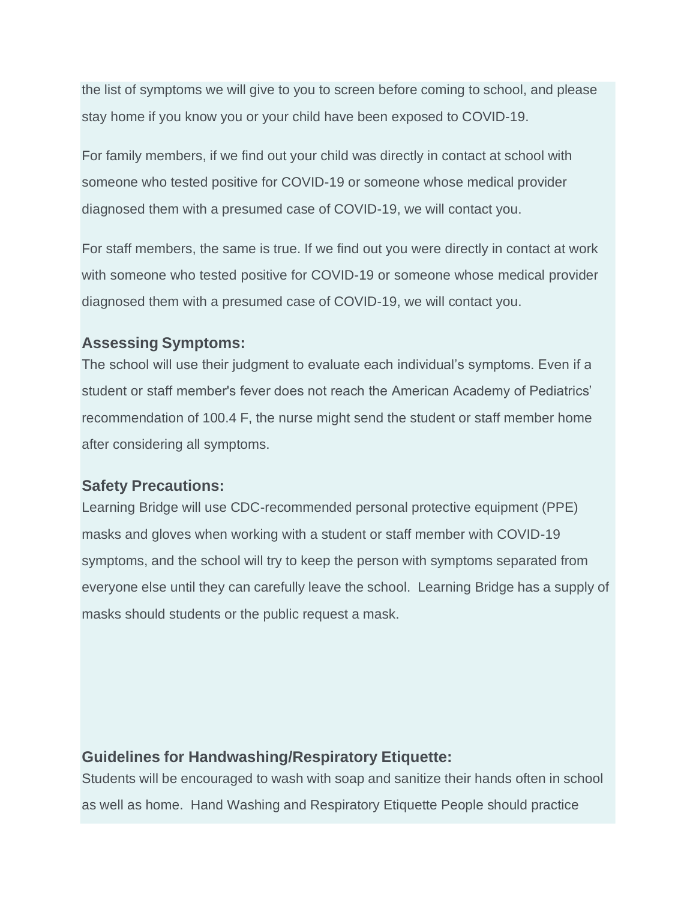the list of symptoms we will give to you to screen before coming to school, and please stay home if you know you or your child have been exposed to COVID-19.

For family members, if we find out your child was directly in contact at school with someone who tested positive for COVID-19 or someone whose medical provider diagnosed them with a presumed case of COVID-19, we will contact you.

For staff members, the same is true. If we find out you were directly in contact at work with someone who tested positive for COVID-19 or someone whose medical provider diagnosed them with a presumed case of COVID-19, we will contact you.

### Assessing Symptoms:

The school will use their judgment to evaluate each individual's symptoms. Even if a student or staff member's fever does not reach the American Academy of Pediatrics' recommendation of 100.4 F, the nurse might send the student or staff member home after considering all symptoms.

### Safety Precautions:

Learning Bridge will use CDC-recommended personal protective equipment (PPE) masks and gloves when working with a student or staff member with COVID-19 symptoms, and the school will try to keep the person with symptoms separated from everyone else until they can carefully leave the school. Learning Bridge has a supply of masks should students or the public request a mask.

### Guidelines for Handwashing/Respiratory Etiquette:

Students will be encouraged to wash with soap and sanitize their hands often in school as well as home. Hand Washing and Respiratory Etiquette People should practice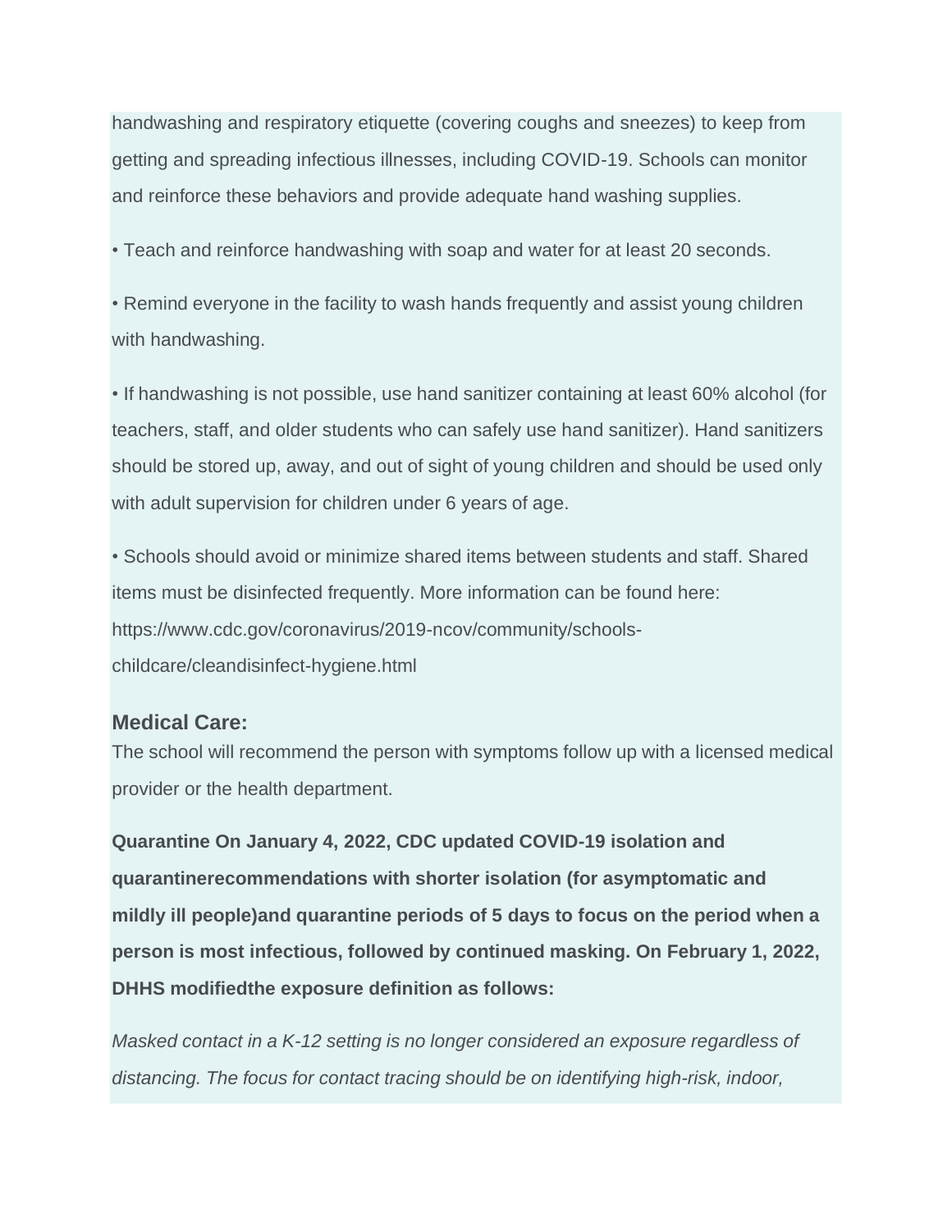handwashing and respiratory etiquette (covering coughs and sneezes) to keep from getting and spreading infectious illnesses, including COVID-19. Schools can monitor and reinforce these behaviors and provide adequate hand washing supplies.

• Teach and reinforce handwashing with soap and water for at least 20 seconds.

• Remind everyone in the facility to wash hands frequently and assist young children with handwashing.

• If handwashing is not possible, use hand sanitizer containing at least 60% alcohol (for teachers, staff, and older students who can safely use hand sanitizer). Hand sanitizers should be stored up, away, and out of sight of young children and should be used only with adult supervision for children under 6 years of age.

• Schools should avoid or minimize shared items between students and staff. Shared items must be disinfected frequently. More information can be found here: https://www.cdc.gov/coronavirus/2019-ncov/community/schools-childcare/cleandisinfect-hygiene.html

### Medical Care:

The school will recommend the person with symptoms follow up with a licensed medical provider or the health department.

**Quarantine On January 4, 2022, CDC updated COVID-19 isolation and quarantinerecommendations with shorter isolation (for asymptomatic and mildly ill people)and quarantine periods of 5 days to focus on the period when a person is most infectious, followed by continued masking. On February 1, 2022, DHHS modifiedthe exposure definition as follows:**

*Masked contact in a K-12 setting is no longer considered an exposure regardless of distancing. The focus for contact tracing should be on identifying high-risk, indoor,*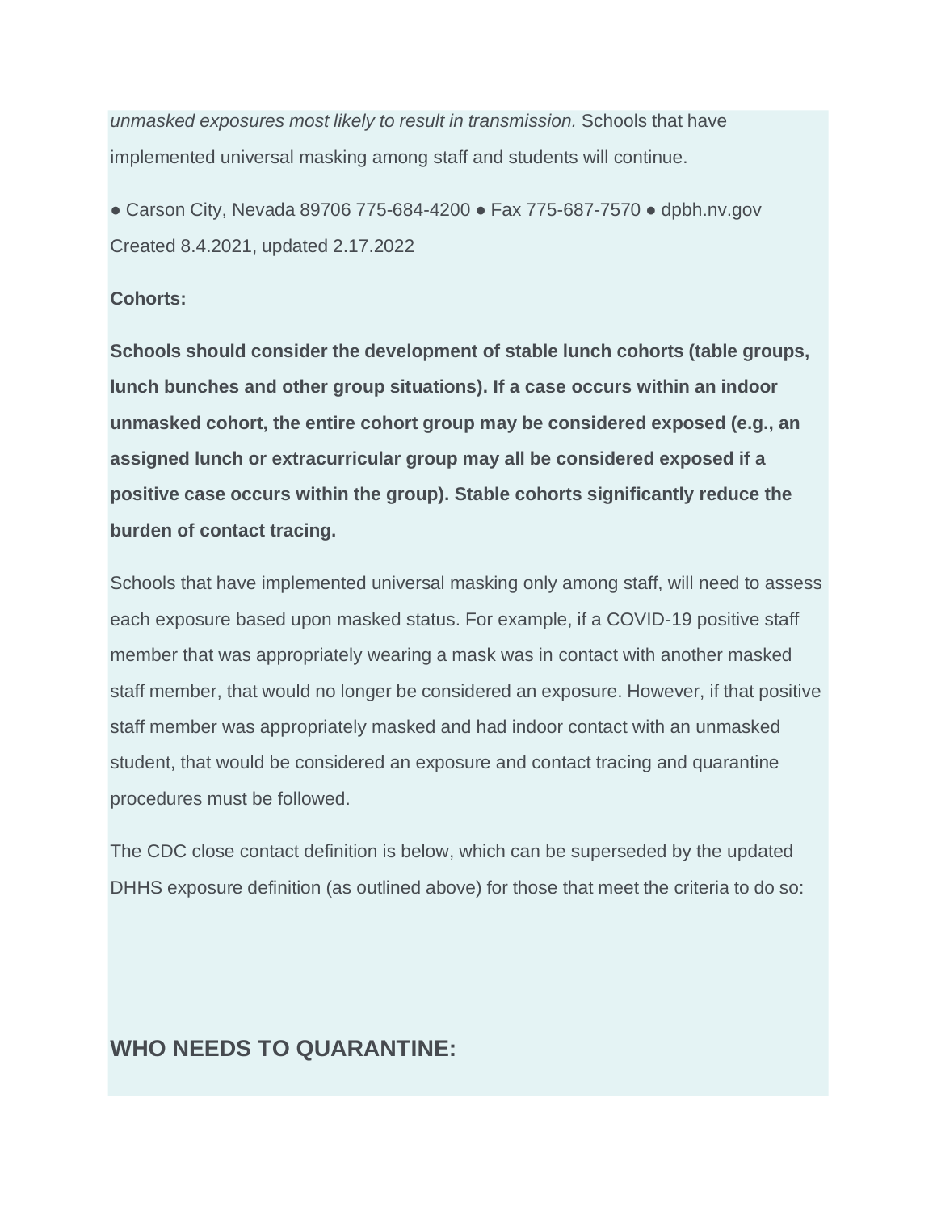*unmasked exposures most likely to result in transmission.* Schools that have implemented universal masking among staff and students will continue.

**Cohorts:**

**Schools should consider the development of stable lunch cohorts (table groups, lunch bunches and other group situations). If a case occurs within an indoor unmasked cohort, the entire cohort group may be considered exposed (e.g., an assigned lunch or extracurricular group may all be considered exposed if a positive case occurs within the group). Stable cohorts significantly reduce the burden of contact tracing.**

Schools that have implemented universal masking only among staff, will need to assess each exposure based upon masked status. For example, if a COVID-19 positive staff member that was appropriately wearing a mask was in contact with another masked staff member, that would no longer be considered an exposure. However, if that positive staff member was appropriately masked and had indoor contact with an unmasked student, that would be considered an exposure and contact tracing and quarantine procedures must be followed.

The CDC close contact definition is below, which can be superseded by the updated DHHS exposure definition (as outlined above) for those that meet the criteria to do so:

## WHO NEEDS TO QUARANTINE: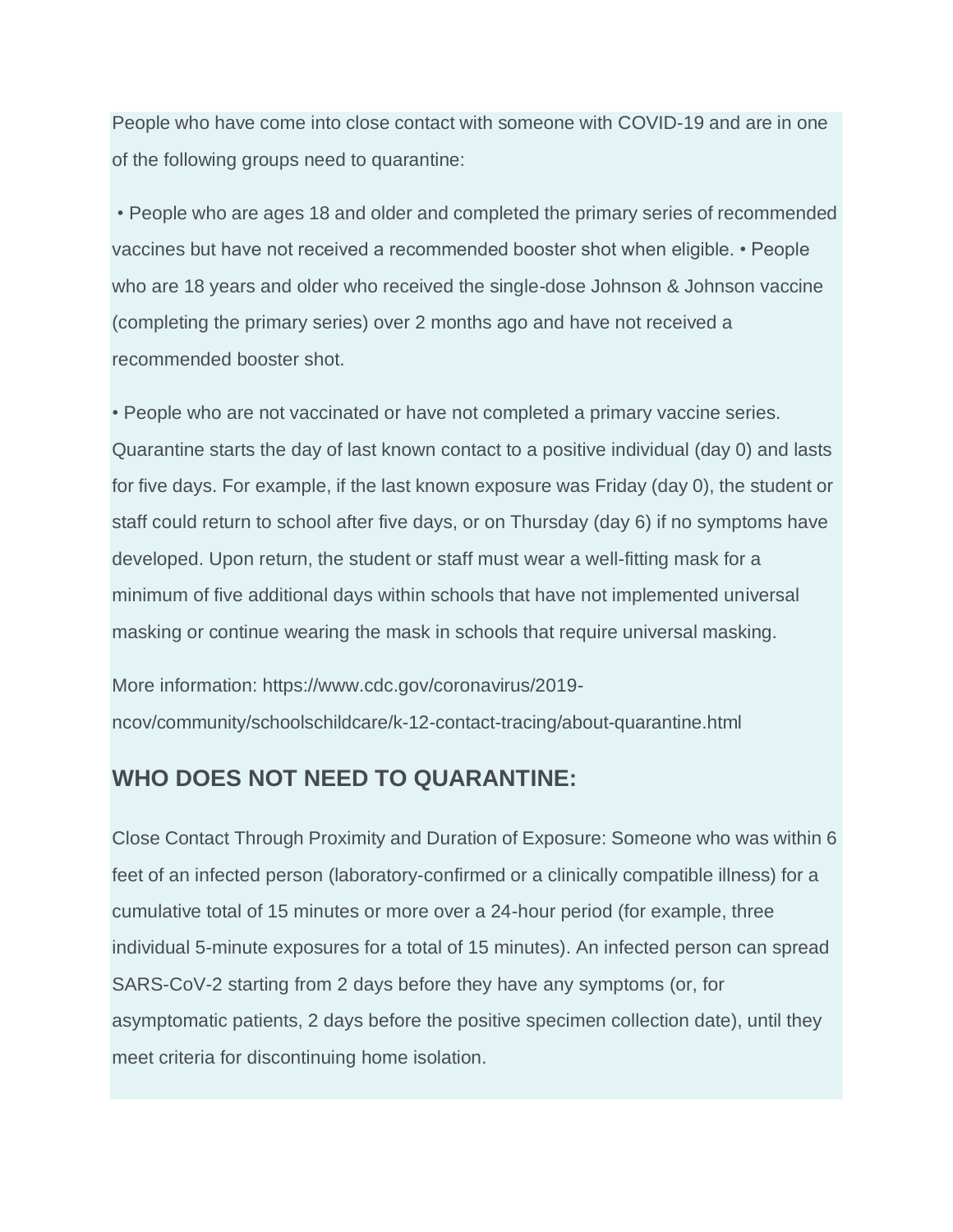People who have come into close contact with someone with COVID-19 and are in one of the following groups need to quarantine:

• People who are ages 18 and older and completed the primary series of recommended vaccines but have not received a recommended booster shot when eligible. • People who are 18 years and older who received the single-dose Johnson & Johnson vaccine (completing the primary series) over 2 months ago and have not received a recommended booster shot.

• People who are not vaccinated or have not completed a primary vaccine series. Quarantine starts the day of last known contact to a positive individual (day 0) and lasts for five days. For example, if the last known exposure was Friday (day 0), the student or staff could return to school after five days, or on Thursday (day 6) if no symptoms have developed. Upon return, the student or staff must wear a well-fitting mask for a minimum of five additional days within schools that have not implemented universal masking or continue wearing the mask in schools that require universal masking.

More information: https://www.cdc.gov/coronavirus/2019-ncov/community/schoolschildcare/k-12-contact-tracing/about-quarantine.html

## WHO DOES NOT NEED TO QUARANTINE:

Close Contact Through Proximity and Duration of Exposure: Someone who was within 6 feet of an infected person (laboratory-confirmed or a clinically compatible illness) for a cumulative total of 15 minutes or more over a 24-hour period (for example, three individual 5-minute exposures for a total of 15 minutes). An infected person can spread SARS-CoV-2 starting from 2 days before they have any symptoms (or, for asymptomatic patients, 2 days before the positive specimen collection date), until they meet criteria for discontinuing home isolation.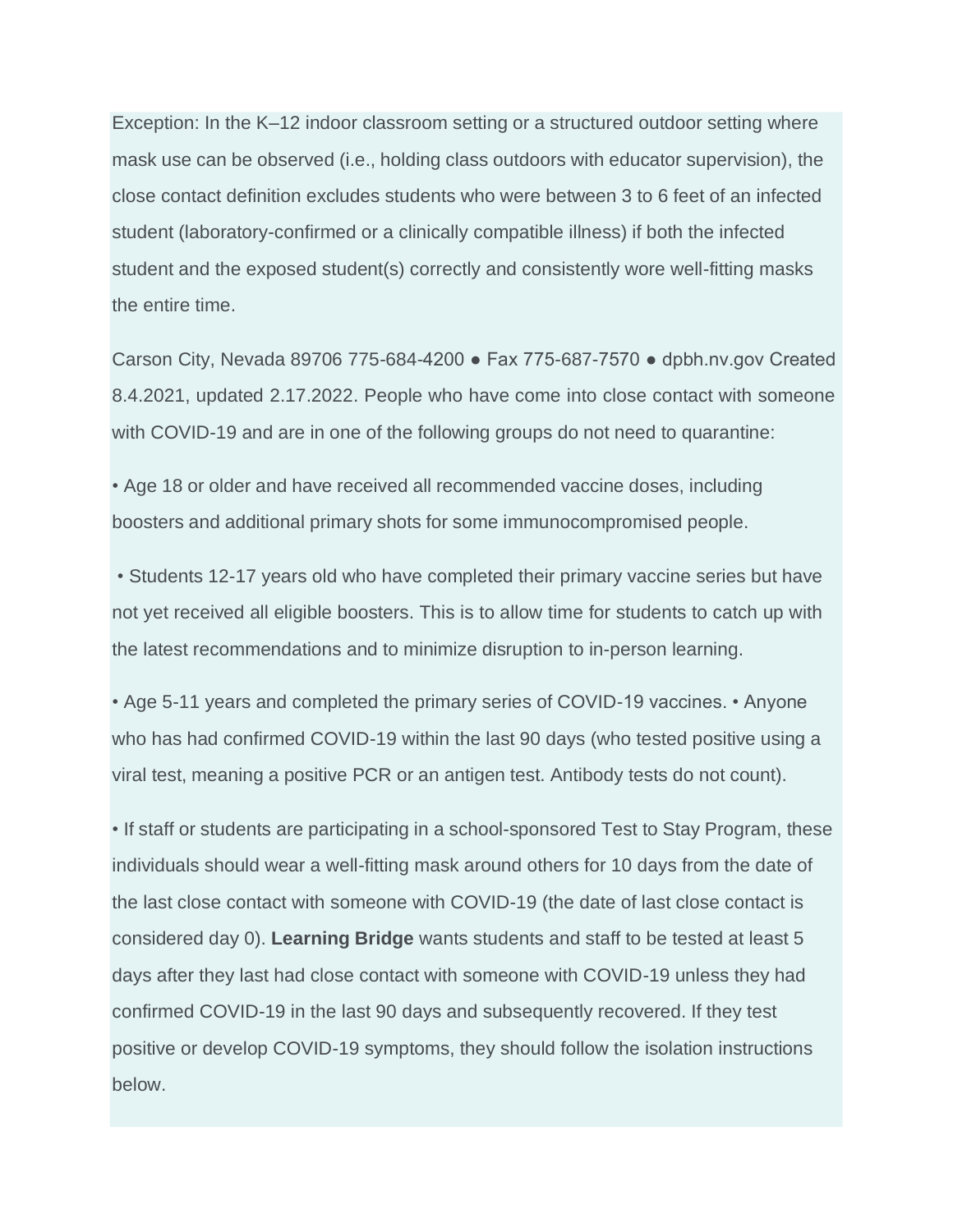Exception: In the K–12 indoor classroom setting or a structured outdoor setting where mask use can be observed (i.e., holding class outdoors with educator supervision), the close contact definition excludes students who were between 3 to 6 feet of an infected student (laboratory-confirmed or a clinically compatible illness) if both the infected student and the exposed student(s) correctly and consistently wore well-fitting masks the entire time.

Carson City, Nevada 89706 775-684-4200 ● Fax 775-687-7570 ● dpbh.nv.gov Created 8.4.2021, updated 2.17.2022. People who have come into close contact with someone with COVID-19 and are in one of the following groups do not need to quarantine:

• Age 18 or older and have received all recommended vaccine doses, including boosters and additional primary shots for some immunocompromised people.

• Students 12-17 years old who have completed their primary vaccine series but have not yet received all eligible boosters. This is to allow time for students to catch up with the latest recommendations and to minimize disruption to in-person learning.

• Age 5-11 years and completed the primary series of COVID-19 vaccines. • Anyone who has had confirmed COVID-19 within the last 90 days (who tested positive using a viral test, meaning a positive PCR or an antigen test. Antibody tests do not count).

• If staff or students are participating in a school-sponsored Test to Stay Program, these individuals should wear a well-fitting mask around others for 10 days from the date of the last close contact with someone with COVID-19 (the date of last close contact is considered day 0). **Learning Bridge** wants students and staff to be tested at least 5 days after they last had close contact with someone with COVID-19 unless they had confirmed COVID-19 in the last 90 days and subsequently recovered. If they test positive or develop COVID-19 symptoms, they should follow the isolation instructions below.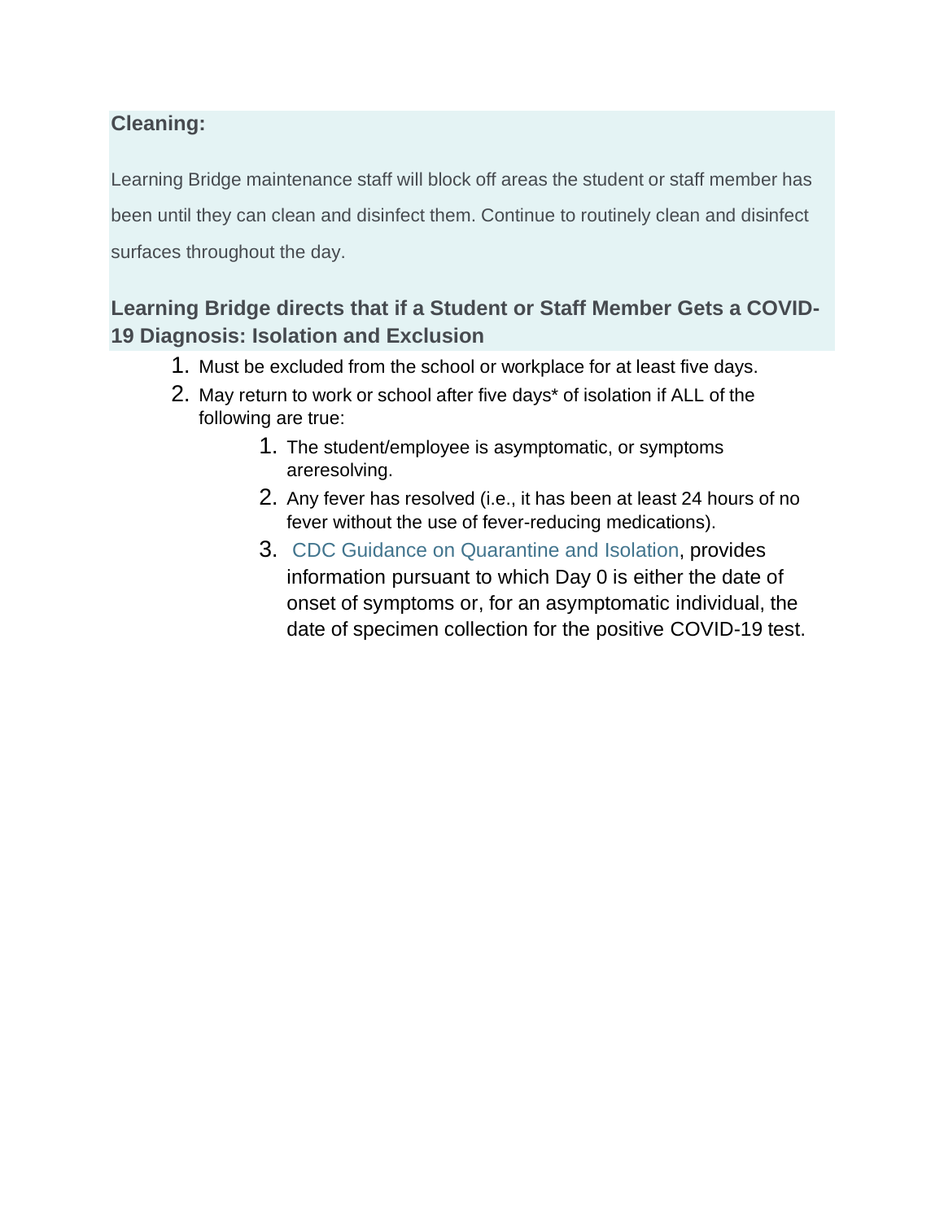### Cleaning:

Learning Bridge maintenance staff will block off areas the student or staff member has been until they can clean and disinfect them. Continue to routinely clean and disinfect surfaces throughout the day.

### Learning Bridge directs that if a Student or Staff Member Gets a COVID-19 Diagnosis: Isolation and Exclusion

1. Must be excluded from the school or workplace for at least five days.
2. May return to work or school after five days* of isolation if ALL of the following are true:
   1. The student/employee is asymptomatic, or symptoms areresolving.
   2. Any fever has resolved (i.e., it has been at least 24 hours of no fever without the use of fever-reducing medications).
   3. CDC Guidance on Quarantine and Isolation, provides information pursuant to which Day 0 is either the date of onset of symptoms or, for an asymptomatic individual, the date of specimen collection for the positive COVID-19 test.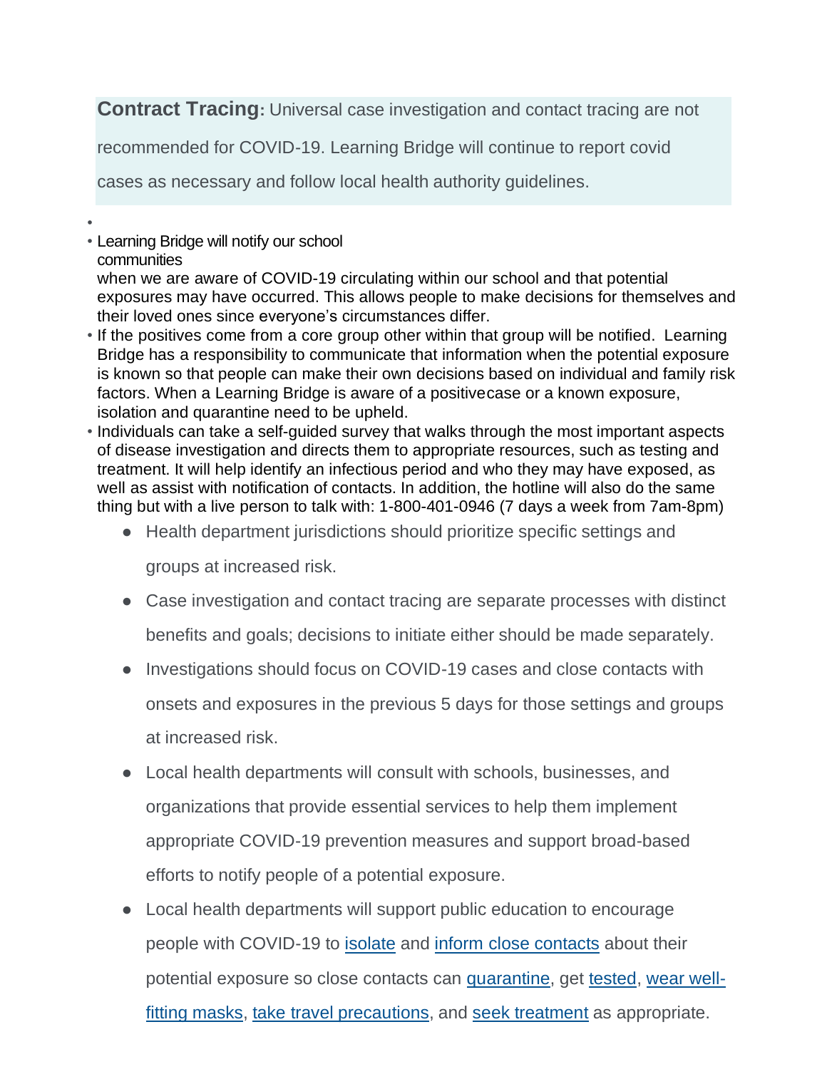**Contract Tracing:** Universal case investigation and contact tracing are not recommended for COVID-19. Learning Bridge will continue to report covid cases as necessary and follow local health authority guidelines.

- Learning Bridge will notify our school communities when we are aware of COVID-19 circulating within our school and that potential exposures may have occurred. This allows people to make decisions for themselves and their loved ones since everyone's circumstances differ.
- If the positives come from a core group other within that group will be notified. Learning Bridge has a responsibility to communicate that information when the potential exposure is known so that people can make their own decisions based on individual and family risk factors. When a Learning Bridge is aware of a positivecase or a known exposure, isolation and quarantine need to be upheld.
- Individuals can take a self-guided survey that walks through the most important aspects of disease investigation and directs them to appropriate resources, such as testing and treatment. It will help identify an infectious period and who they may have exposed, as well as assist with notification of contacts. In addition, the hotline will also do the same thing but with a live person to talk with: 1-800-401-0946 (7 days a week from 7am-8pm)
  - Health department jurisdictions should prioritize specific settings and groups at increased risk.
  - Case investigation and contact tracing are separate processes with distinct benefits and goals; decisions to initiate either should be made separately.
  - Investigations should focus on COVID-19 cases and close contacts with onsets and exposures in the previous 5 days for those settings and groups at increased risk.
  - Local health departments will consult with schools, businesses, and organizations that provide essential services to help them implement appropriate COVID-19 prevention measures and support broad-based efforts to notify people of a potential exposure.
  - Local health departments will support public education to encourage people with COVID-19 to isolate and inform close contacts about their potential exposure so close contacts can quarantine, get tested, wear well-fitting masks, take travel precautions, and seek treatment as appropriate.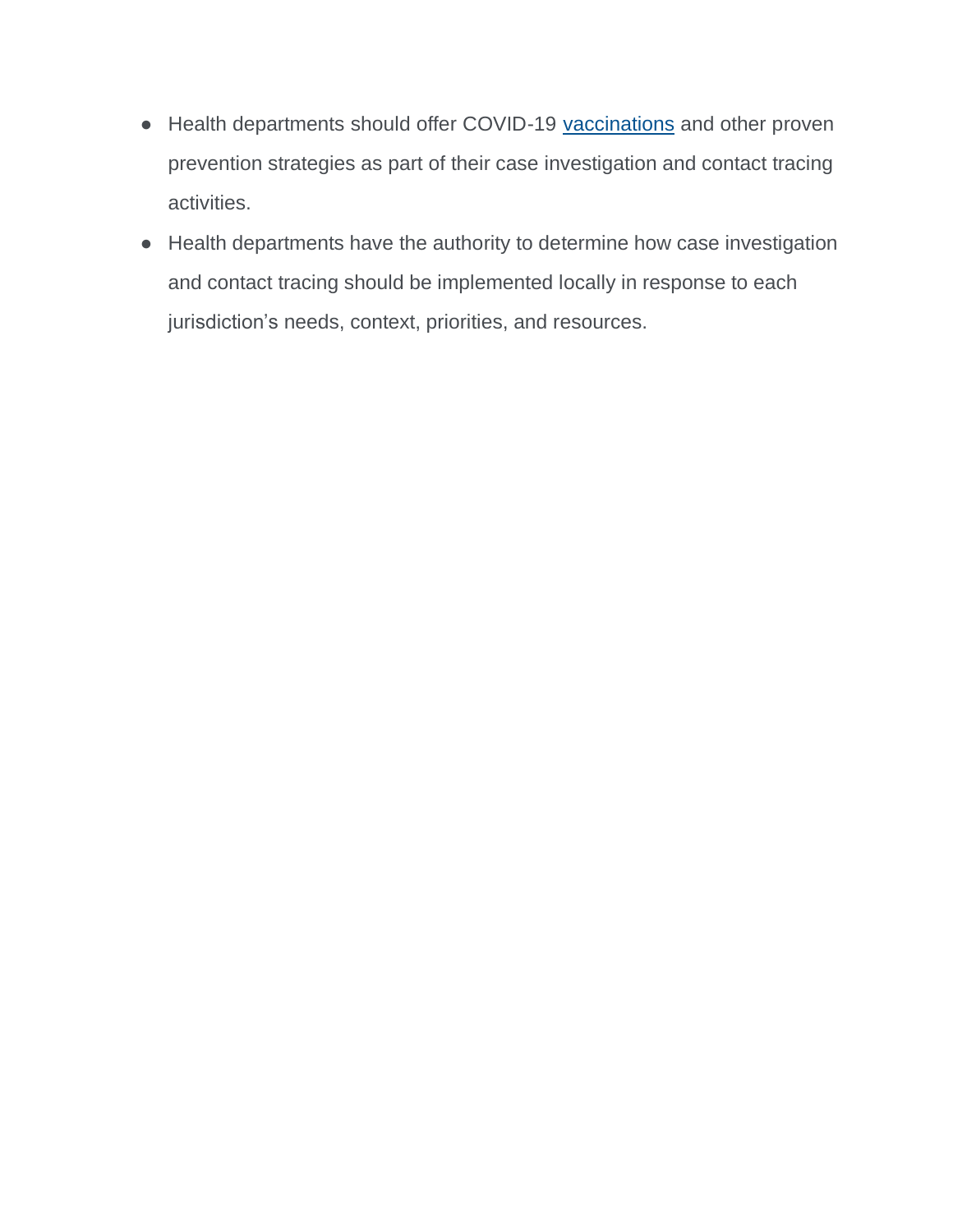- Health departments should offer COVID-19 vaccinations and other proven prevention strategies as part of their case investigation and contact tracing activities.
- Health departments have the authority to determine how case investigation and contact tracing should be implemented locally in response to each jurisdiction's needs, context, priorities, and resources.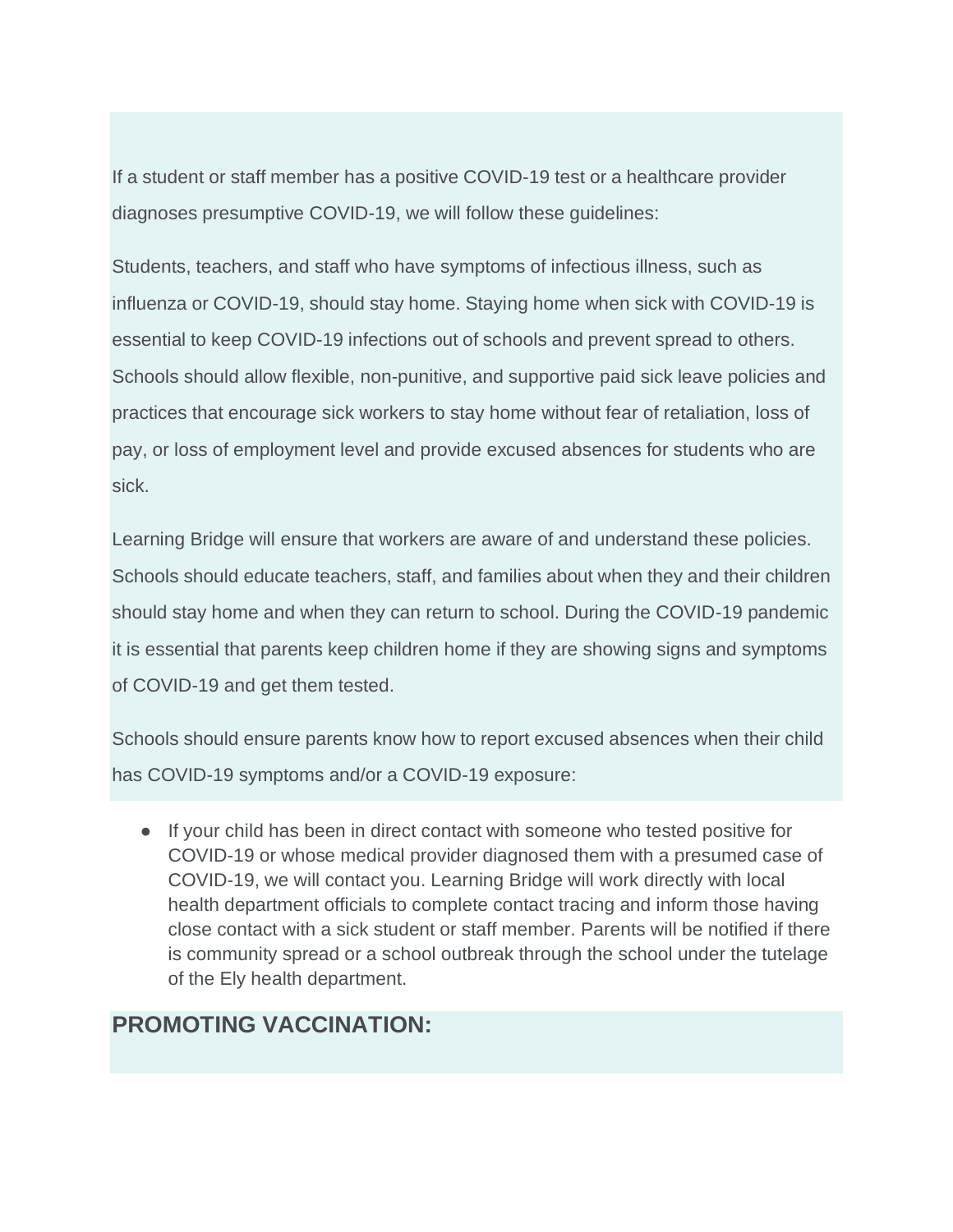If a student or staff member has a positive COVID-19 test or a healthcare provider diagnoses presumptive COVID-19, we will follow these guidelines:

Students, teachers, and staff who have symptoms of infectious illness, such as influenza or COVID-19, should stay home. Staying home when sick with COVID-19 is essential to keep COVID-19 infections out of schools and prevent spread to others. Schools should allow flexible, non-punitive, and supportive paid sick leave policies and practices that encourage sick workers to stay home without fear of retaliation, loss of pay, or loss of employment level and provide excused absences for students who are sick.

Learning Bridge will ensure that workers are aware of and understand these policies. Schools should educate teachers, staff, and families about when they and their children should stay home and when they can return to school. During the COVID-19 pandemic it is essential that parents keep children home if they are showing signs and symptoms of COVID-19 and get them tested.

Schools should ensure parents know how to report excused absences when their child has COVID-19 symptoms and/or a COVID-19 exposure:

- If your child has been in direct contact with someone who tested positive for COVID-19 or whose medical provider diagnosed them with a presumed case of COVID-19, we will contact you. Learning Bridge will work directly with local health department officials to complete contact tracing and inform those having close contact with a sick student or staff member. Parents will be notified if there is community spread or a school outbreak through the school under the tutelage of the Ely health department.

## PROMOTING VACCINATION: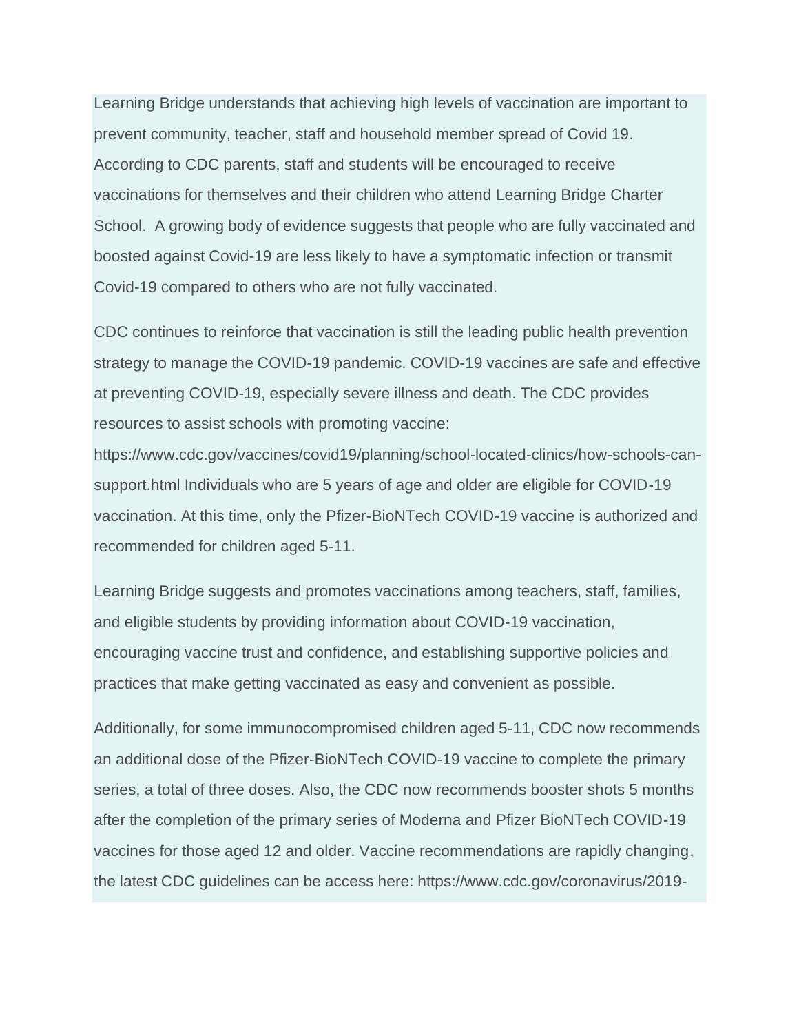Learning Bridge understands that achieving high levels of vaccination are important to prevent community, teacher, staff and household member spread of Covid 19. According to CDC parents, staff and students will be encouraged to receive vaccinations for themselves and their children who attend Learning Bridge Charter School.  A growing body of evidence suggests that people who are fully vaccinated and boosted against Covid-19 are less likely to have a symptomatic infection or transmit Covid-19 compared to others who are not fully vaccinated.

CDC continues to reinforce that vaccination is still the leading public health prevention strategy to manage the COVID-19 pandemic. COVID-19 vaccines are safe and effective at preventing COVID-19, especially severe illness and death. The CDC provides resources to assist schools with promoting vaccine: https://www.cdc.gov/vaccines/covid19/planning/school-located-clinics/how-schools-can-support.html Individuals who are 5 years of age and older are eligible for COVID-19 vaccination. At this time, only the Pfizer-BioNTech COVID-19 vaccine is authorized and recommended for children aged 5-11.

Learning Bridge suggests and promotes vaccinations among teachers, staff, families, and eligible students by providing information about COVID-19 vaccination, encouraging vaccine trust and confidence, and establishing supportive policies and practices that make getting vaccinated as easy and convenient as possible.

Additionally, for some immunocompromised children aged 5-11, CDC now recommends an additional dose of the Pfizer-BioNTech COVID-19 vaccine to complete the primary series, a total of three doses. Also, the CDC now recommends booster shots 5 months after the completion of the primary series of Moderna and Pfizer BioNTech COVID-19 vaccines for those aged 12 and older. Vaccine recommendations are rapidly changing, the latest CDC guidelines can be access here: https://www.cdc.gov/coronavirus/2019-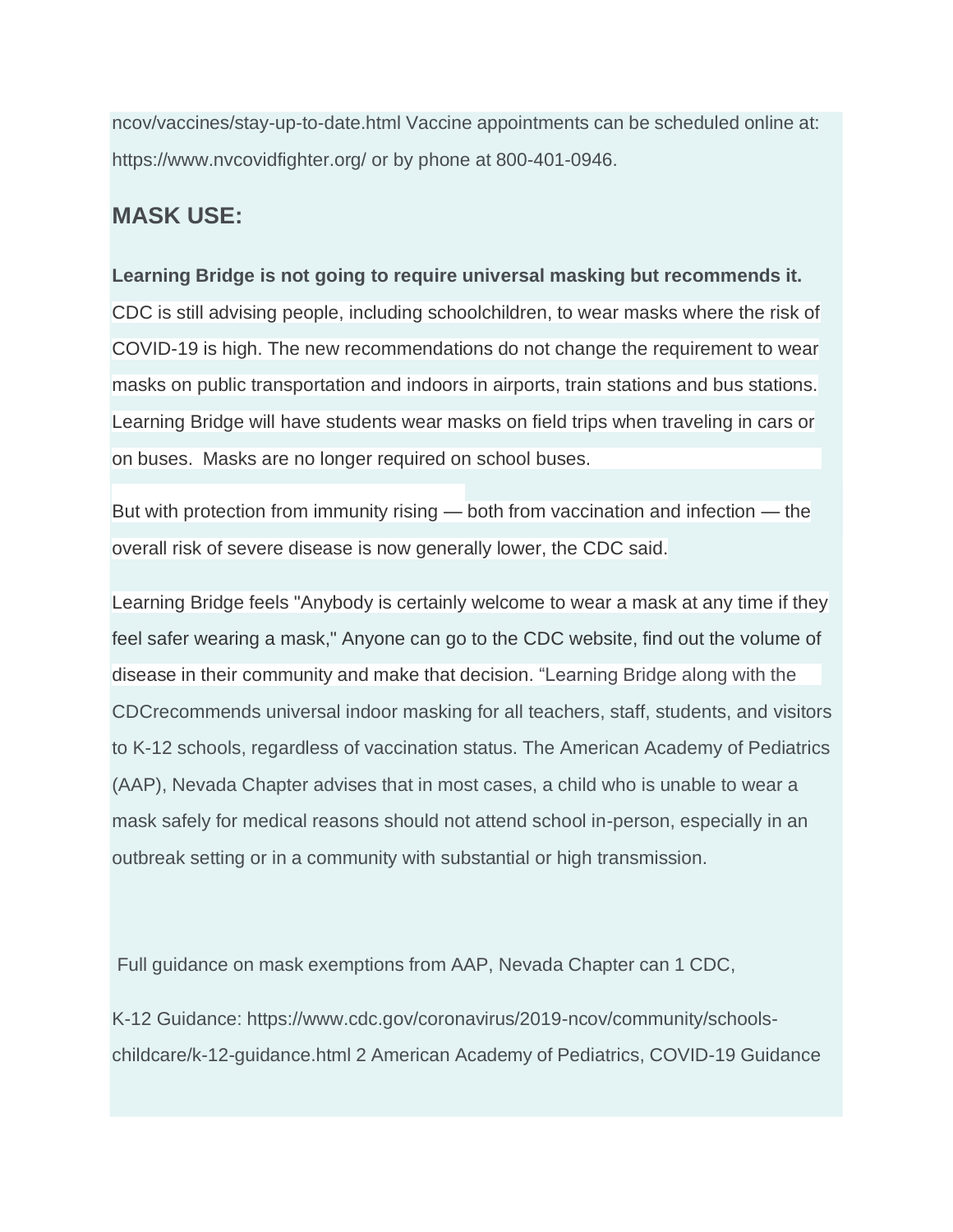ncov/vaccines/stay-up-to-date.html Vaccine appointments can be scheduled online at: https://www.nvcovidfighter.org/ or by phone at 800-401-0946.

## MASK USE:

**Learning Bridge is not going to require universal masking but recommends it.** CDC is still advising people, including schoolchildren, to wear masks where the risk of COVID-19 is high. The new recommendations do not change the requirement to wear masks on public transportation and indoors in airports, train stations and bus stations. Learning Bridge will have students wear masks on field trips when traveling in cars or on buses. Masks are no longer required on school buses.

But with protection from immunity rising — both from vaccination and infection — the overall risk of severe disease is now generally lower, the CDC said.

Learning Bridge feels "Anybody is certainly welcome to wear a mask at any time if they feel safer wearing a mask," Anyone can go to the CDC website, find out the volume of disease in their community and make that decision. "Learning Bridge along with the CDCrecommends universal indoor masking for all teachers, staff, students, and visitors to K-12 schools, regardless of vaccination status. The American Academy of Pediatrics (AAP), Nevada Chapter advises that in most cases, a child who is unable to wear a mask safely for medical reasons should not attend school in-person, especially in an outbreak setting or in a community with substantial or high transmission.

Full guidance on mask exemptions from AAP, Nevada Chapter can 1 CDC,

K-12 Guidance: https://www.cdc.gov/coronavirus/2019-ncov/community/schools-childcare/k-12-guidance.html 2 American Academy of Pediatrics, COVID-19 Guidance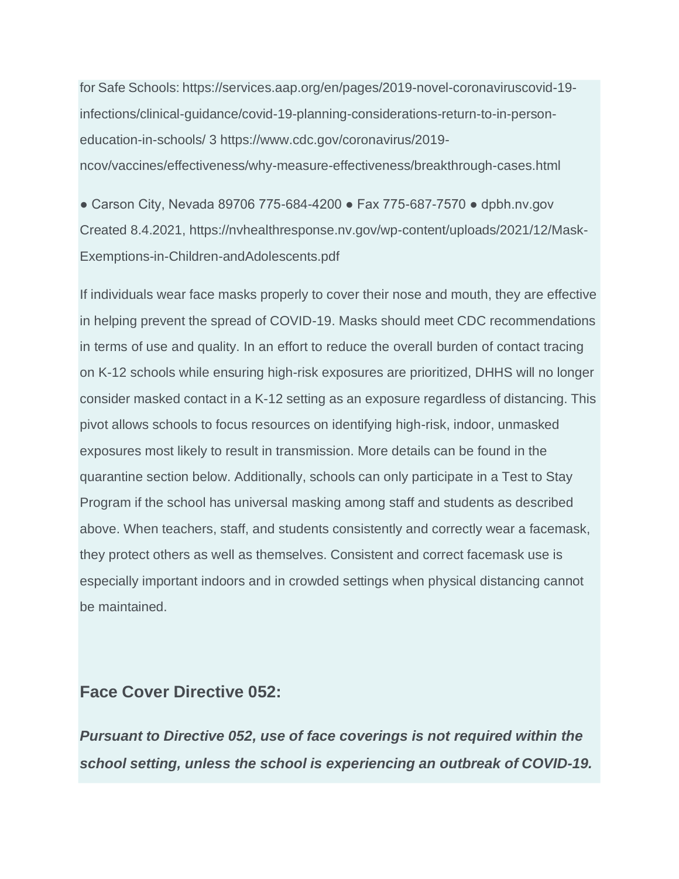for Safe Schools: https://services.aap.org/en/pages/2019-novel-coronaviruscovid-19-infections/clinical-guidance/covid-19-planning-considerations-return-to-in-person-education-in-schools/ 3 https://www.cdc.gov/coronavirus/2019-ncov/vaccines/effectiveness/why-measure-effectiveness/breakthrough-cases.html

● Carson City, Nevada 89706 775-684-4200 ● Fax 775-687-7570 ● dpbh.nv.gov Created 8.4.2021, https://nvhealthresponse.nv.gov/wp-content/uploads/2021/12/Mask-Exemptions-in-Children-andAdolescents.pdf

If individuals wear face masks properly to cover their nose and mouth, they are effective in helping prevent the spread of COVID-19. Masks should meet CDC recommendations in terms of use and quality. In an effort to reduce the overall burden of contact tracing on K-12 schools while ensuring high-risk exposures are prioritized, DHHS will no longer consider masked contact in a K-12 setting as an exposure regardless of distancing. This pivot allows schools to focus resources on identifying high-risk, indoor, unmasked exposures most likely to result in transmission. More details can be found in the quarantine section below. Additionally, schools can only participate in a Test to Stay Program if the school has universal masking among staff and students as described above. When teachers, staff, and students consistently and correctly wear a facemask, they protect others as well as themselves. Consistent and correct facemask use is especially important indoors and in crowded settings when physical distancing cannot be maintained.

## Face Cover Directive 052:

***Pursuant to Directive 052, use of face coverings is not required within the school setting, unless the school is experiencing an outbreak of COVID-19.***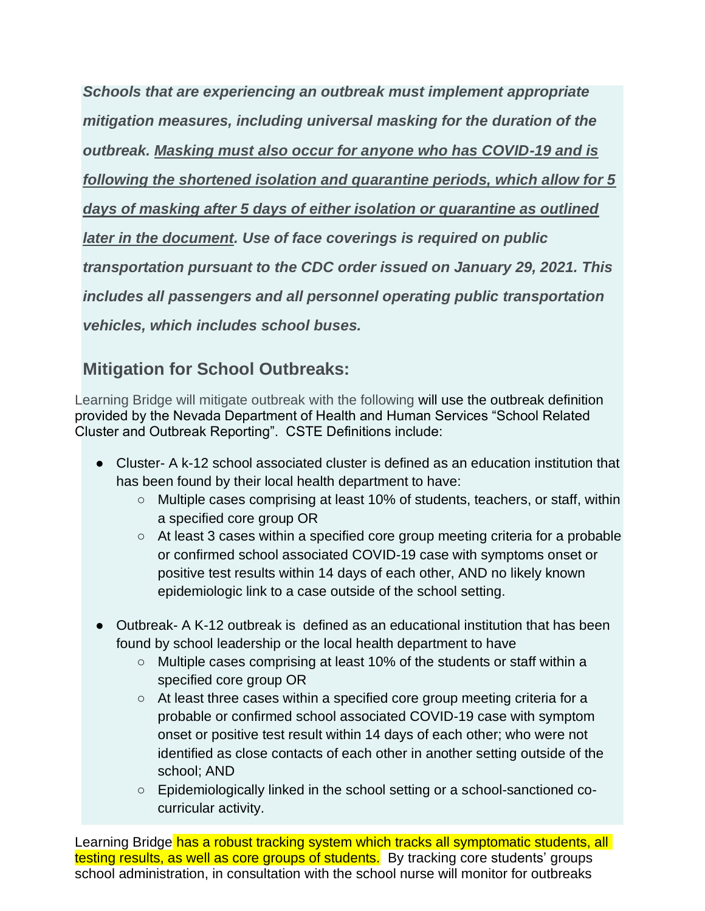***Schools that are experiencing an outbreak must implement appropriate mitigation measures, including universal masking for the duration of the outbreak. <u>Masking must also occur for anyone who has COVID-19 and is following the shortened isolation and quarantine periods, which allow for 5 days of masking after 5 days of either isolation or quarantine as outlined later in the document</u>. Use of face coverings is required on public transportation pursuant to the CDC order issued on January 29, 2021. This includes all passengers and all personnel operating public transportation vehicles, which includes school buses.***

## Mitigation for School Outbreaks:

Learning Bridge will mitigate outbreak with the following will use the outbreak definition provided by the Nevada Department of Health and Human Services "School Related Cluster and Outbreak Reporting". CSTE Definitions include:

- Cluster- A k-12 school associated cluster is defined as an education institution that has been found by their local health department to have:
  - Multiple cases comprising at least 10% of students, teachers, or staff, within a specified core group OR
  - At least 3 cases within a specified core group meeting criteria for a probable or confirmed school associated COVID-19 case with symptoms onset or positive test results within 14 days of each other, AND no likely known epidemiologic link to a case outside of the school setting.

- Outbreak- A K-12 outbreak is defined as an educational institution that has been found by school leadership or the local health department to have
  - Multiple cases comprising at least 10% of the students or staff within a specified core group OR
  - At least three cases within a specified core group meeting criteria for a probable or confirmed school associated COVID-19 case with symptom onset or positive test result within 14 days of each other; who were not identified as close contacts of each other in another setting outside of the school; AND
  - Epidemiologically linked in the school setting or a school-sanctioned co-curricular activity.

Learning Bridge has a robust tracking system which tracks all symptomatic students, all testing results, as well as core groups of students. By tracking core students' groups school administration, in consultation with the school nurse will monitor for outbreaks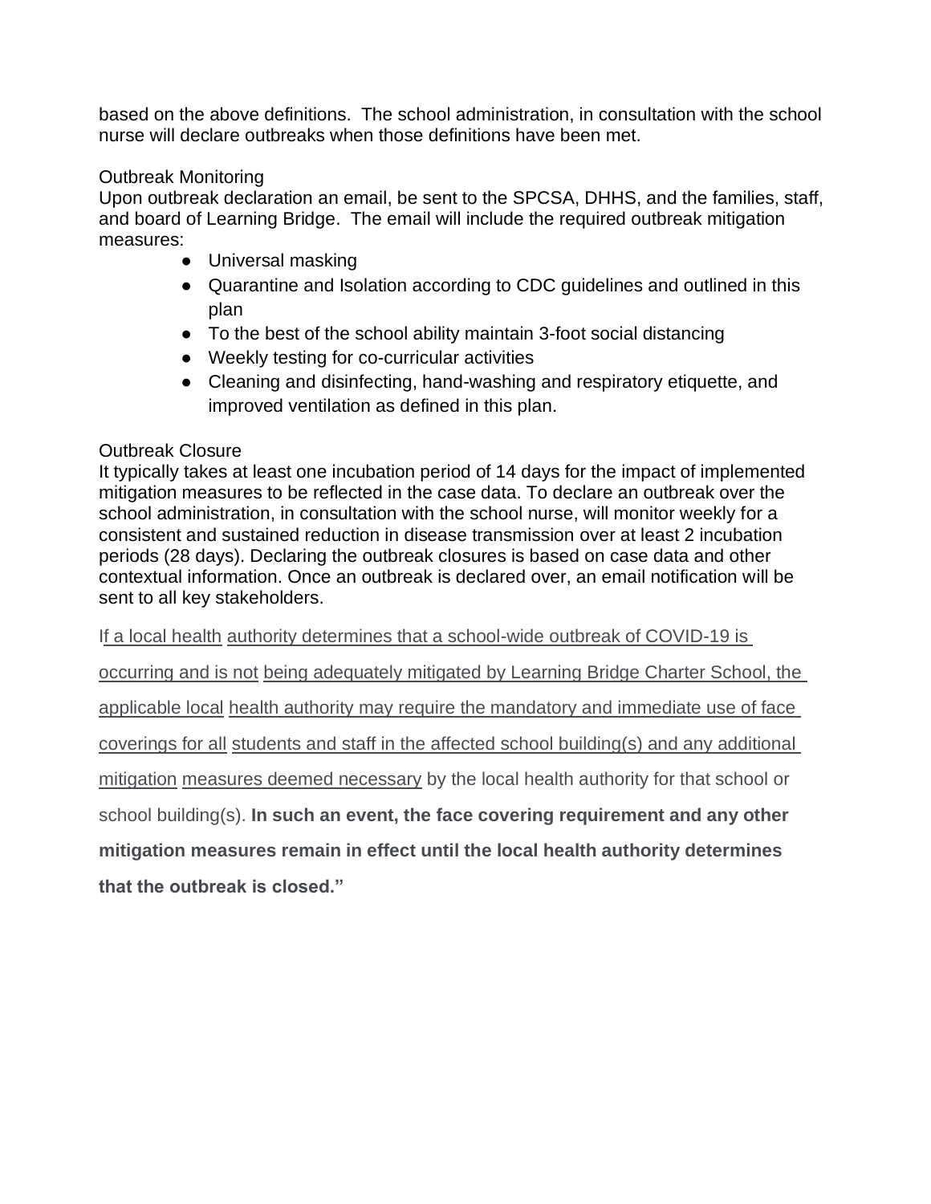based on the above definitions. The school administration, in consultation with the school nurse will declare outbreaks when those definitions have been met.

Outbreak Monitoring

Upon outbreak declaration an email, be sent to the SPCSA, DHHS, and the families, staff, and board of Learning Bridge. The email will include the required outbreak mitigation measures:

- Universal masking
- Quarantine and Isolation according to CDC guidelines and outlined in this plan
- To the best of the school ability maintain 3-foot social distancing
- Weekly testing for co-curricular activities
- Cleaning and disinfecting, hand-washing and respiratory etiquette, and improved ventilation as defined in this plan.

Outbreak Closure

It typically takes at least one incubation period of 14 days for the impact of implemented mitigation measures to be reflected in the case data. To declare an outbreak over the school administration, in consultation with the school nurse, will monitor weekly for a consistent and sustained reduction in disease transmission over at least 2 incubation periods (28 days). Declaring the outbreak closures is based on case data and other contextual information. Once an outbreak is declared over, an email notification will be sent to all key stakeholders.

If a local health authority determines that a school-wide outbreak of COVID-19 is occurring and is not being adequately mitigated by Learning Bridge Charter School, the applicable local health authority may require the mandatory and immediate use of face coverings for all students and staff in the affected school building(s) and any additional mitigation measures deemed necessary by the local health authority for that school or school building(s). **In such an event, the face covering requirement and any other mitigation measures remain in effect until the local health authority determines that the outbreak is closed."**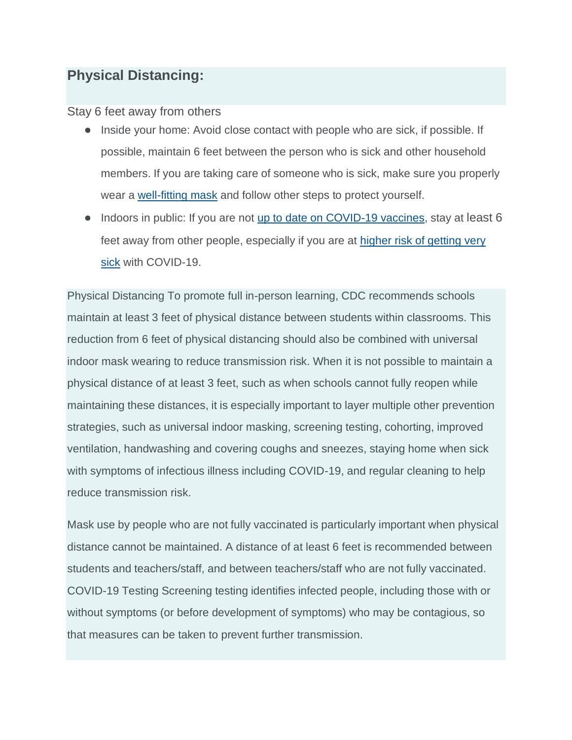## Physical Distancing:

Stay 6 feet away from others

- Inside your home: Avoid close contact with people who are sick, if possible. If possible, maintain 6 feet between the person who is sick and other household members. If you are taking care of someone who is sick, make sure you properly wear a well-fitting mask and follow other steps to protect yourself.
- Indoors in public: If you are not up to date on COVID-19 vaccines, stay at least 6 feet away from other people, especially if you are at higher risk of getting very sick with COVID-19.

Physical Distancing To promote full in-person learning, CDC recommends schools maintain at least 3 feet of physical distance between students within classrooms. This reduction from 6 feet of physical distancing should also be combined with universal indoor mask wearing to reduce transmission risk. When it is not possible to maintain a physical distance of at least 3 feet, such as when schools cannot fully reopen while maintaining these distances, it is especially important to layer multiple other prevention strategies, such as universal indoor masking, screening testing, cohorting, improved ventilation, handwashing and covering coughs and sneezes, staying home when sick with symptoms of infectious illness including COVID-19, and regular cleaning to help reduce transmission risk.

Mask use by people who are not fully vaccinated is particularly important when physical distance cannot be maintained. A distance of at least 6 feet is recommended between students and teachers/staff, and between teachers/staff who are not fully vaccinated. COVID-19 Testing Screening testing identifies infected people, including those with or without symptoms (or before development of symptoms) who may be contagious, so that measures can be taken to prevent further transmission.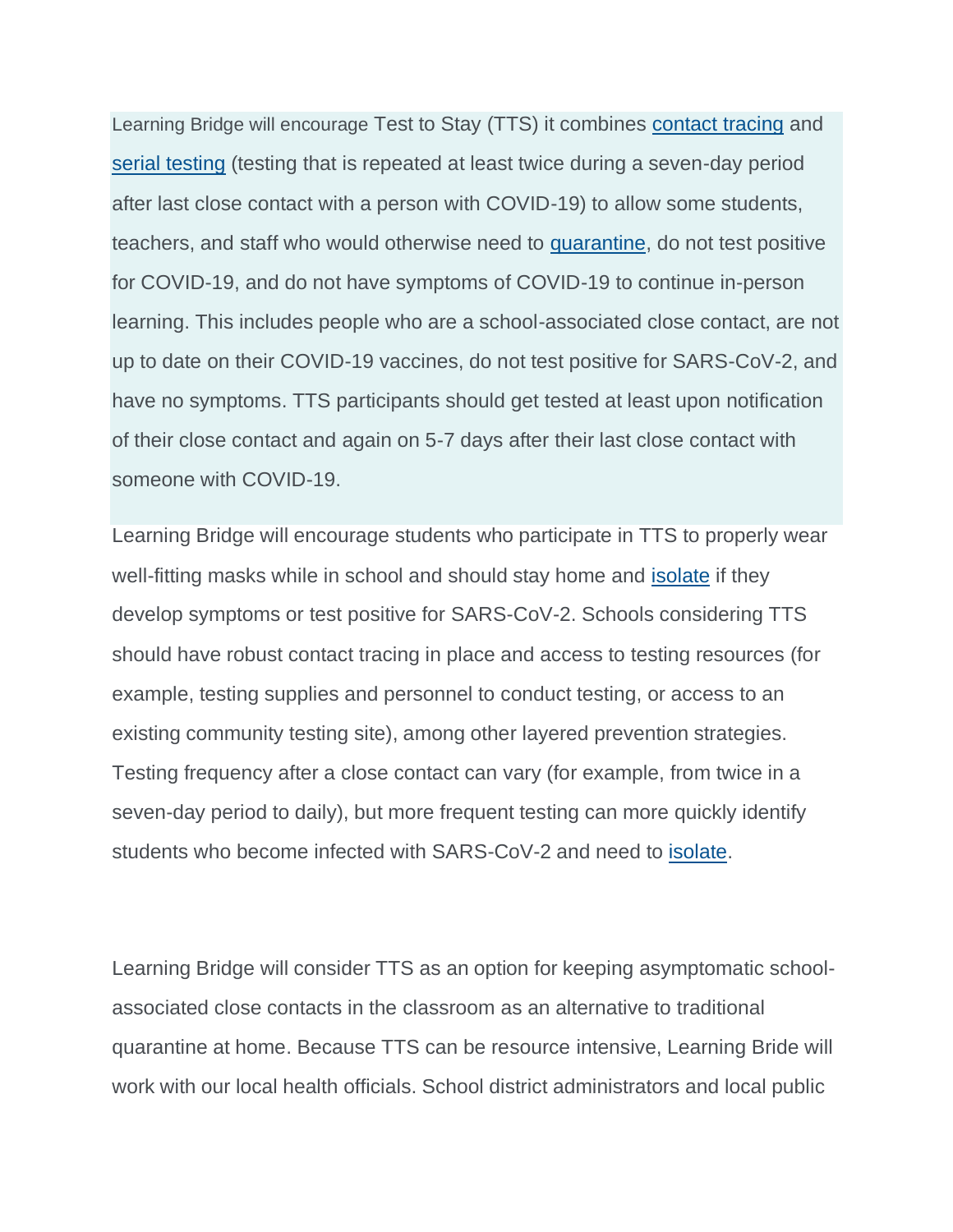Learning Bridge will encourage Test to Stay (TTS) it combines [contact tracing] and [serial testing] (testing that is repeated at least twice during a seven-day period after last close contact with a person with COVID-19) to allow some students, teachers, and staff who would otherwise need to [quarantine], do not test positive for COVID-19, and do not have symptoms of COVID-19 to continue in-person learning. This includes people who are a school-associated close contact, are not up to date on their COVID-19 vaccines, do not test positive for SARS-CoV-2, and have no symptoms. TTS participants should get tested at least upon notification of their close contact and again on 5-7 days after their last close contact with someone with COVID-19.

Learning Bridge will encourage students who participate in TTS to properly wear well-fitting masks while in school and should stay home and [isolate] if they develop symptoms or test positive for SARS-CoV-2. Schools considering TTS should have robust contact tracing in place and access to testing resources (for example, testing supplies and personnel to conduct testing, or access to an existing community testing site), among other layered prevention strategies. Testing frequency after a close contact can vary (for example, from twice in a seven-day period to daily), but more frequent testing can more quickly identify students who become infected with SARS-CoV-2 and need to [isolate].

Learning Bridge will consider TTS as an option for keeping asymptomatic school-associated close contacts in the classroom as an alternative to traditional quarantine at home. Because TTS can be resource intensive, Learning Bride will work with our local health officials. School district administrators and local public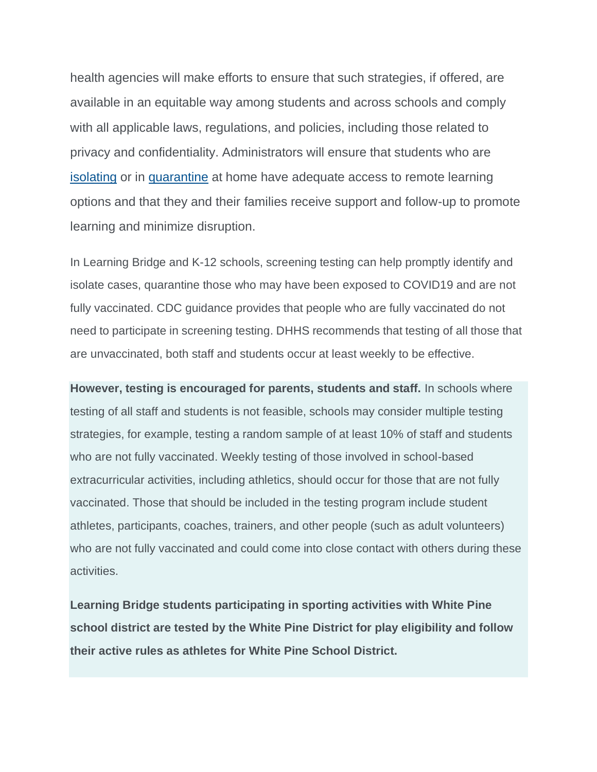health agencies will make efforts to ensure that such strategies, if offered, are available in an equitable way among students and across schools and comply with all applicable laws, regulations, and policies, including those related to privacy and confidentiality. Administrators will ensure that students who are isolating or in quarantine at home have adequate access to remote learning options and that they and their families receive support and follow-up to promote learning and minimize disruption.

In Learning Bridge and K-12 schools, screening testing can help promptly identify and isolate cases, quarantine those who may have been exposed to COVID19 and are not fully vaccinated. CDC guidance provides that people who are fully vaccinated do not need to participate in screening testing. DHHS recommends that testing of all those that are unvaccinated, both staff and students occur at least weekly to be effective.

**However, testing is encouraged for parents, students and staff.** In schools where testing of all staff and students is not feasible, schools may consider multiple testing strategies, for example, testing a random sample of at least 10% of staff and students who are not fully vaccinated. Weekly testing of those involved in school-based extracurricular activities, including athletics, should occur for those that are not fully vaccinated. Those that should be included in the testing program include student athletes, participants, coaches, trainers, and other people (such as adult volunteers) who are not fully vaccinated and could come into close contact with others during these activities.

**Learning Bridge students participating in sporting activities with White Pine school district are tested by the White Pine District for play eligibility and follow their active rules as athletes for White Pine School District.**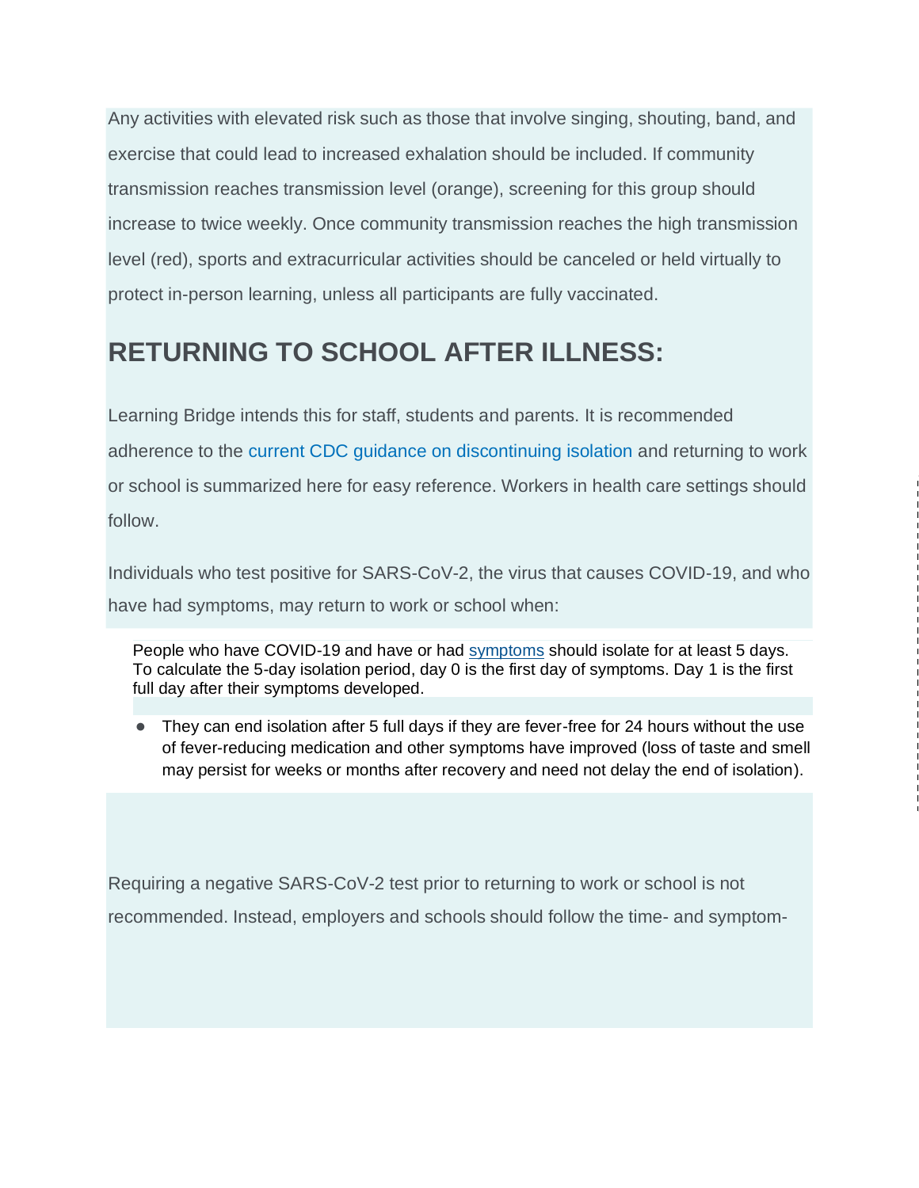Any activities with elevated risk such as those that involve singing, shouting, band, and exercise that could lead to increased exhalation should be included. If community transmission reaches transmission level (orange), screening for this group should increase to twice weekly. Once community transmission reaches the high transmission level (red), sports and extracurricular activities should be canceled or held virtually to protect in-person learning, unless all participants are fully vaccinated.

## RETURNING TO SCHOOL AFTER ILLNESS:

Learning Bridge intends this for staff, students and parents. It is recommended adherence to the current CDC guidance on discontinuing isolation and returning to work or school is summarized here for easy reference. Workers in health care settings should follow.

Individuals who test positive for SARS-CoV-2, the virus that causes COVID-19, and who have had symptoms, may return to work or school when:

People who have COVID-19 and have or had symptoms should isolate for at least 5 days. To calculate the 5-day isolation period, day 0 is the first day of symptoms. Day 1 is the first full day after their symptoms developed.

- They can end isolation after 5 full days if they are fever-free for 24 hours without the use of fever-reducing medication and other symptoms have improved (loss of taste and smell may persist for weeks or months after recovery and need not delay the end of isolation).

Requiring a negative SARS-CoV-2 test prior to returning to work or school is not recommended. Instead, employers and schools should follow the time- and symptom-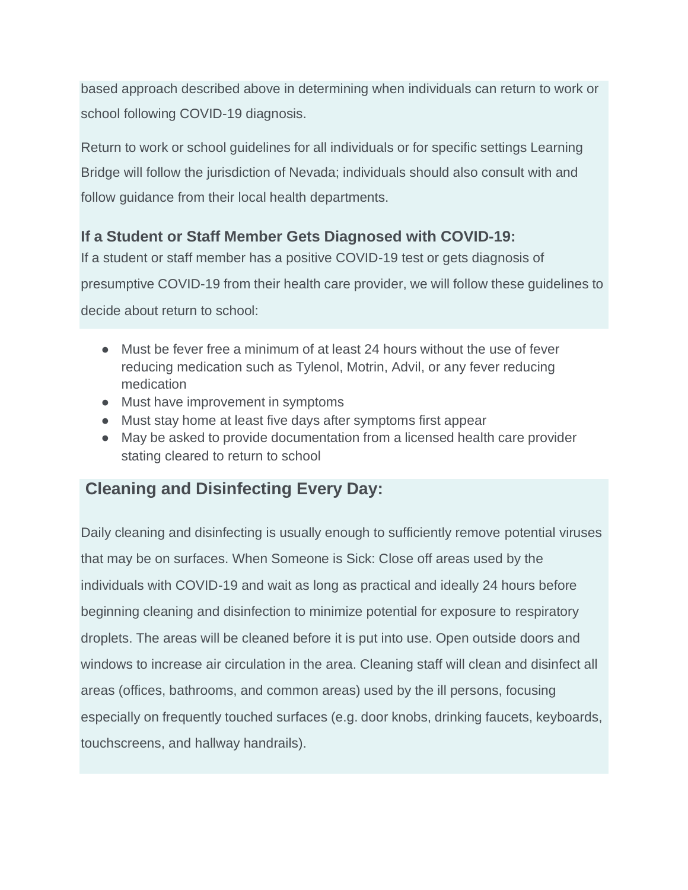based approach described above in determining when individuals can return to work or school following COVID-19 diagnosis.

Return to work or school guidelines for all individuals or for specific settings Learning Bridge will follow the jurisdiction of Nevada; individuals should also consult with and follow guidance from their local health departments.

### If a Student or Staff Member Gets Diagnosed with COVID-19:

If a student or staff member has a positive COVID-19 test or gets diagnosis of presumptive COVID-19 from their health care provider, we will follow these guidelines to decide about return to school:

- Must be fever free a minimum of at least 24 hours without the use of fever reducing medication such as Tylenol, Motrin, Advil, or any fever reducing medication
- Must have improvement in symptoms
- Must stay home at least five days after symptoms first appear
- May be asked to provide documentation from a licensed health care provider stating cleared to return to school

## Cleaning and Disinfecting Every Day:

Daily cleaning and disinfecting is usually enough to sufficiently remove potential viruses that may be on surfaces. When Someone is Sick: Close off areas used by the individuals with COVID-19 and wait as long as practical and ideally 24 hours before beginning cleaning and disinfection to minimize potential for exposure to respiratory droplets. The areas will be cleaned before it is put into use. Open outside doors and windows to increase air circulation in the area. Cleaning staff will clean and disinfect all areas (offices, bathrooms, and common areas) used by the ill persons, focusing especially on frequently touched surfaces (e.g. door knobs, drinking faucets, keyboards, touchscreens, and hallway handrails).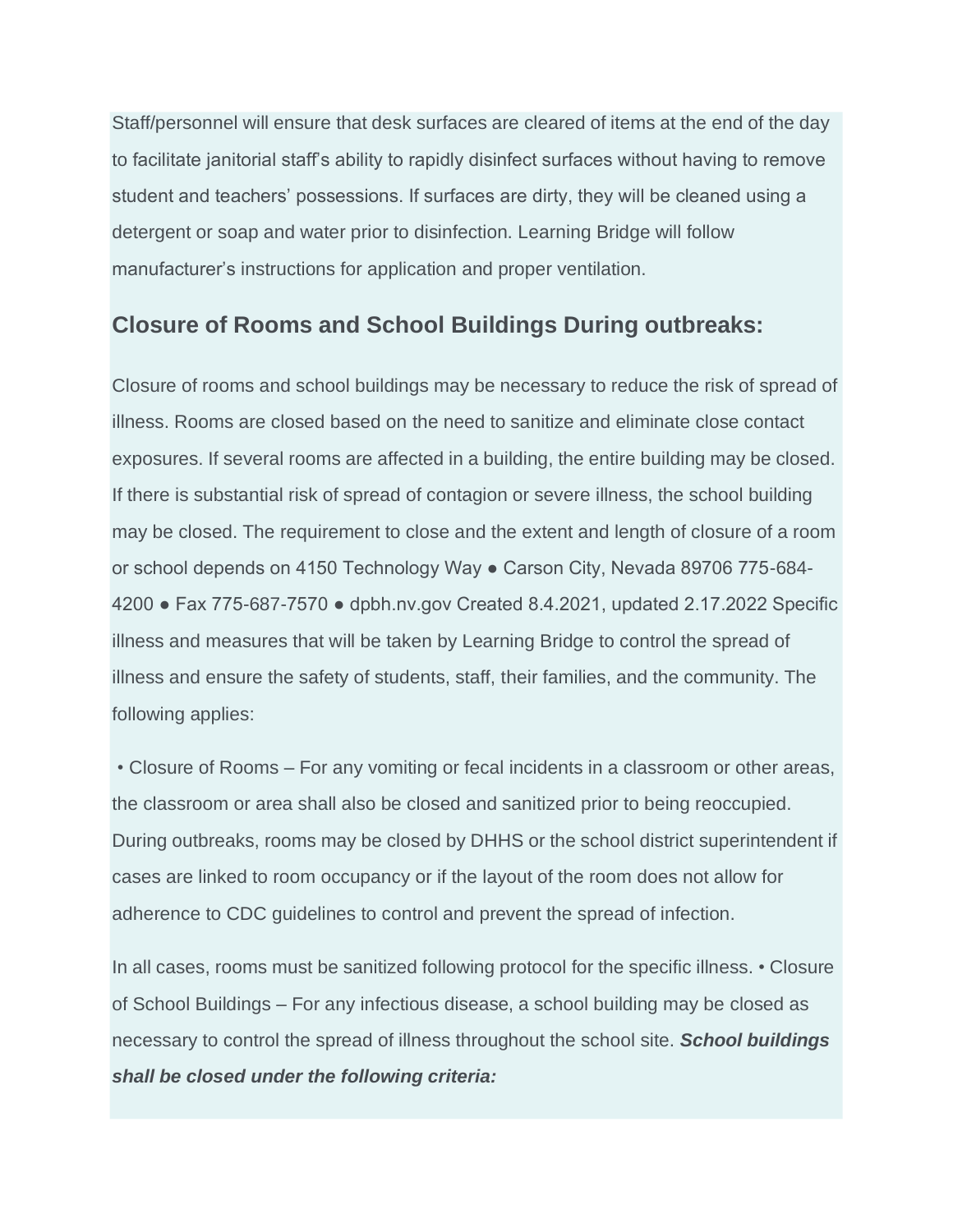Staff/personnel will ensure that desk surfaces are cleared of items at the end of the day to facilitate janitorial staff's ability to rapidly disinfect surfaces without having to remove student and teachers' possessions. If surfaces are dirty, they will be cleaned using a detergent or soap and water prior to disinfection. Learning Bridge will follow manufacturer's instructions for application and proper ventilation.

## Closure of Rooms and School Buildings During outbreaks:

Closure of rooms and school buildings may be necessary to reduce the risk of spread of illness. Rooms are closed based on the need to sanitize and eliminate close contact exposures. If several rooms are affected in a building, the entire building may be closed. If there is substantial risk of spread of contagion or severe illness, the school building may be closed. The requirement to close and the extent and length of closure of a room or school depends on 4150 Technology Way ● Carson City, Nevada 89706 775-684-4200 ● Fax 775-687-7570 ● dpbh.nv.gov Created 8.4.2021, updated 2.17.2022 Specific illness and measures that will be taken by Learning Bridge to control the spread of illness and ensure the safety of students, staff, their families, and the community. The following applies:

• Closure of Rooms – For any vomiting or fecal incidents in a classroom or other areas, the classroom or area shall also be closed and sanitized prior to being reoccupied. During outbreaks, rooms may be closed by DHHS or the school district superintendent if cases are linked to room occupancy or if the layout of the room does not allow for adherence to CDC guidelines to control and prevent the spread of infection.

In all cases, rooms must be sanitized following protocol for the specific illness. • Closure of School Buildings – For any infectious disease, a school building may be closed as necessary to control the spread of illness throughout the school site. ***School buildings shall be closed under the following criteria:***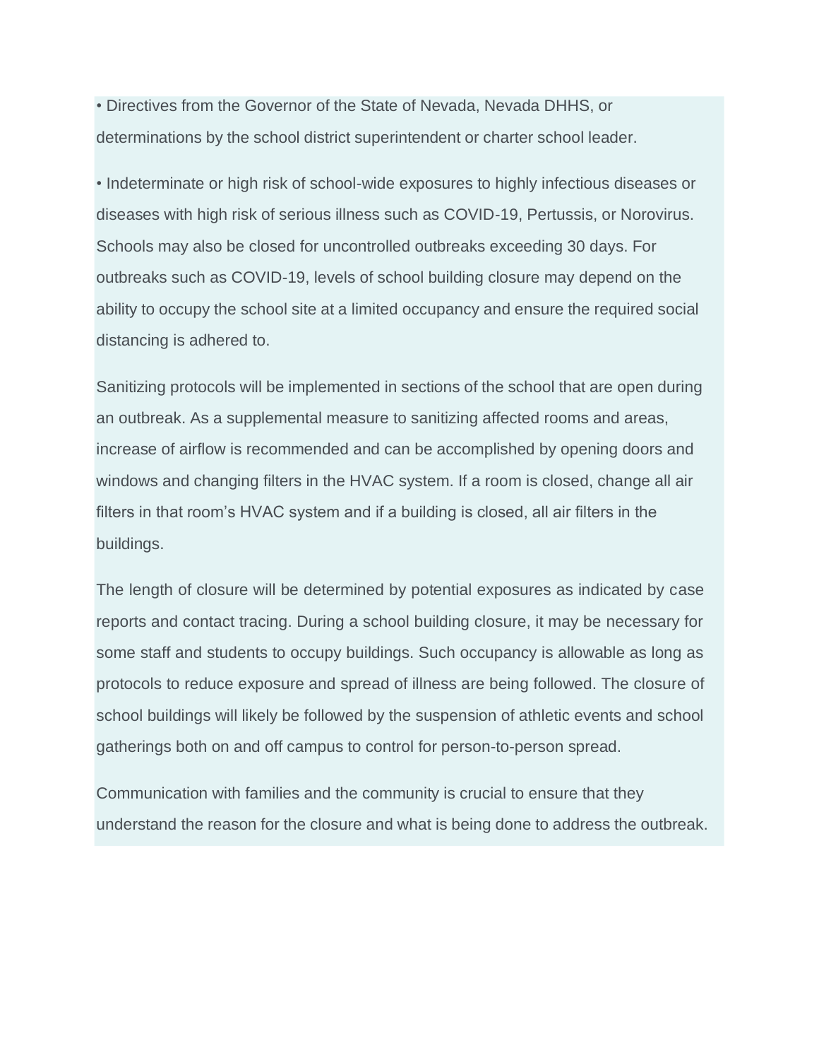- Directives from the Governor of the State of Nevada, Nevada DHHS, or determinations by the school district superintendent or charter school leader.
- Indeterminate or high risk of school-wide exposures to highly infectious diseases or diseases with high risk of serious illness such as COVID-19, Pertussis, or Norovirus. Schools may also be closed for uncontrolled outbreaks exceeding 30 days. For outbreaks such as COVID-19, levels of school building closure may depend on the ability to occupy the school site at a limited occupancy and ensure the required social distancing is adhered to.

Sanitizing protocols will be implemented in sections of the school that are open during an outbreak. As a supplemental measure to sanitizing affected rooms and areas, increase of airflow is recommended and can be accomplished by opening doors and windows and changing filters in the HVAC system. If a room is closed, change all air filters in that room's HVAC system and if a building is closed, all air filters in the buildings.

The length of closure will be determined by potential exposures as indicated by case reports and contact tracing. During a school building closure, it may be necessary for some staff and students to occupy buildings. Such occupancy is allowable as long as protocols to reduce exposure and spread of illness are being followed. The closure of school buildings will likely be followed by the suspension of athletic events and school gatherings both on and off campus to control for person-to-person spread.

Communication with families and the community is crucial to ensure that they understand the reason for the closure and what is being done to address the outbreak.